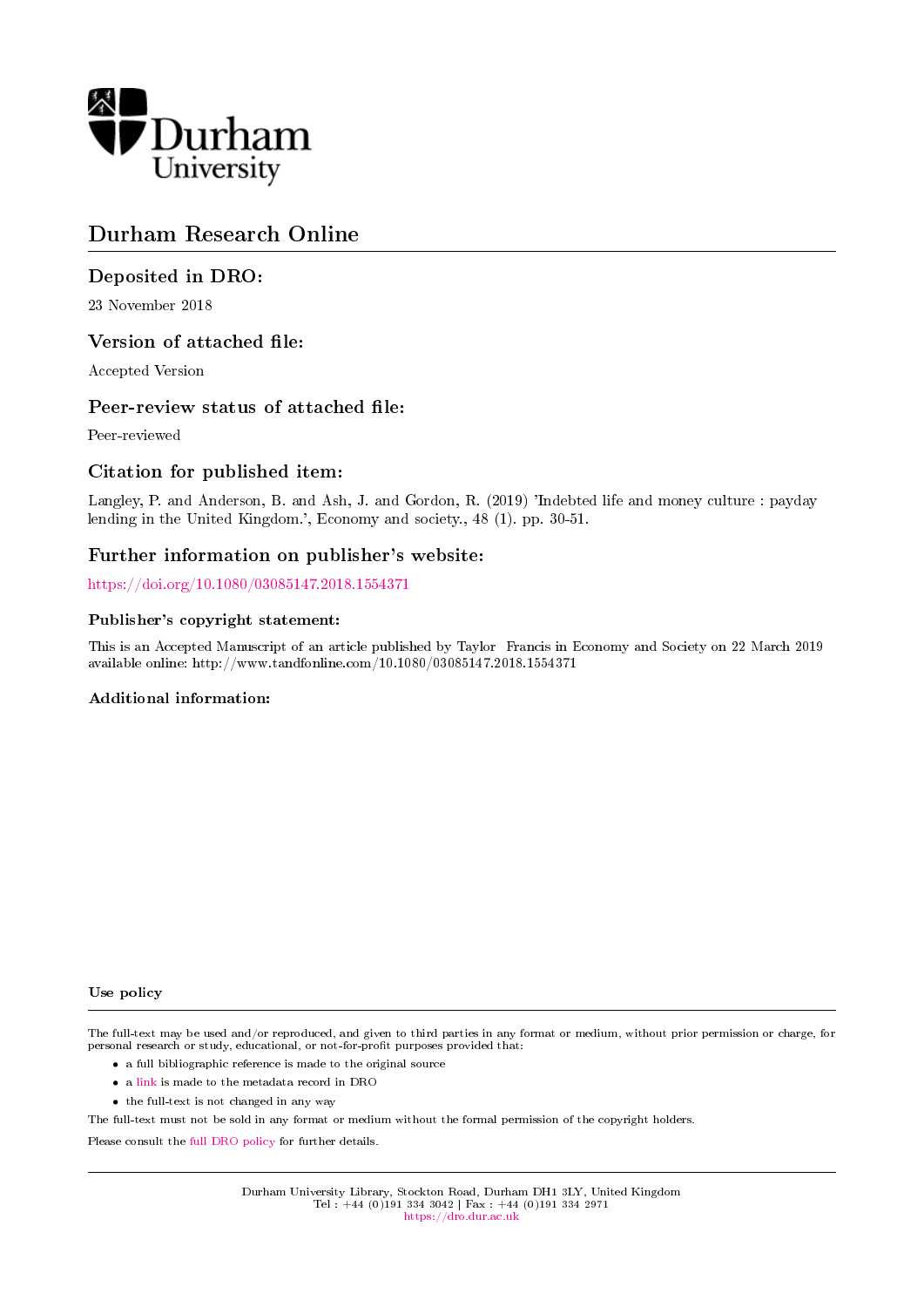Durham University

# Durham Research Online

## Deposited in DRO:

23 November 2018

## Version of attached file:

Accepted Version

## Peer-review status of attached file:

Peer-reviewed

## Citation for published item:

Langley, P. and Anderson, B. and Ash, J. and Gordon, R. (2019) 'Indebted life and money culture : payday lending in the United Kingdom.', Economy and society., 48 (1). pp. 30-51.

## Further information on publisher's website:

https://doi.org/10.1080/03085147.2018.1554371

### Publisher's copyright statement:

This is an Accepted Manuscript of an article published by Taylor Francis in Economy and Society on 22 March 2019 available online: http://www.tandfonline.com/10.1080/03085147.2018.1554371

### Additional information:

### Use policy

The full-text may be used and/or reproduced, and given to third parties in any format or medium, without prior permission or charge, for personal research or study, educational, or not-for-profit purposes provided that:

- a full bibliographic reference is made to the original source
- a link is made to the metadata record in DRO
- the full-text is not changed in any way

The full-text must not be sold in any format or medium without the formal permission of the copyright holders.

Please consult the full DRO policy for further details.

Durham University Library, Stockton Road, Durham DH1 3LY, United Kingdom
Tel : +44 (0)191 334 3042 | Fax : +44 (0)191 334 2971
https://dro.dur.ac.uk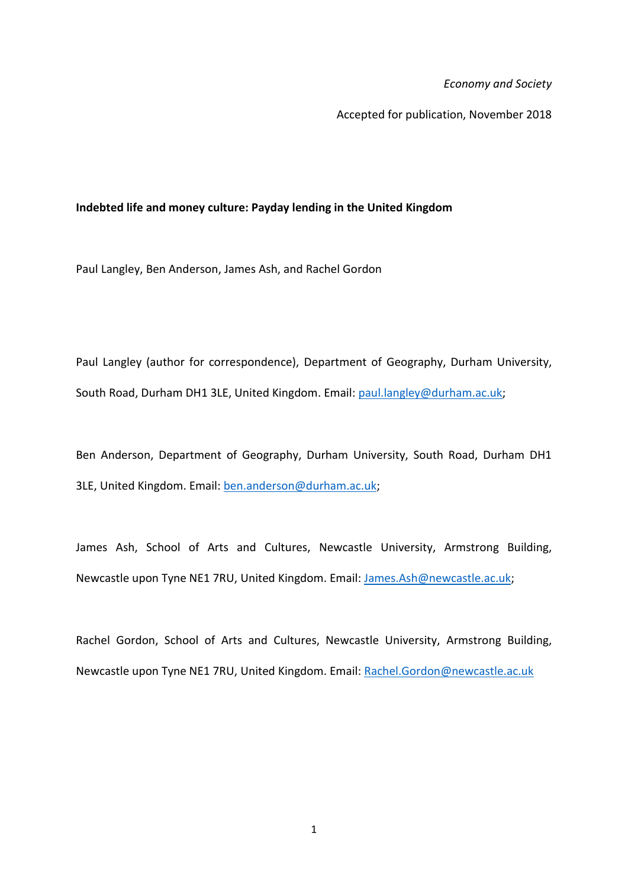*Economy and Society*

Accepted for publication, November 2018

**Indebted life and money culture: Payday lending in the United Kingdom**

Paul Langley, Ben Anderson, James Ash, and Rachel Gordon

Paul Langley (author for correspondence), Department of Geography, Durham University, South Road, Durham DH1 3LE, United Kingdom. Email: paul.langley@durham.ac.uk;

Ben Anderson, Department of Geography, Durham University, South Road, Durham DH1 3LE, United Kingdom. Email: ben.anderson@durham.ac.uk;

James Ash, School of Arts and Cultures, Newcastle University, Armstrong Building, Newcastle upon Tyne NE1 7RU, United Kingdom. Email: James.Ash@newcastle.ac.uk;

Rachel Gordon, School of Arts and Cultures, Newcastle University, Armstrong Building, Newcastle upon Tyne NE1 7RU, United Kingdom. Email: Rachel.Gordon@newcastle.ac.uk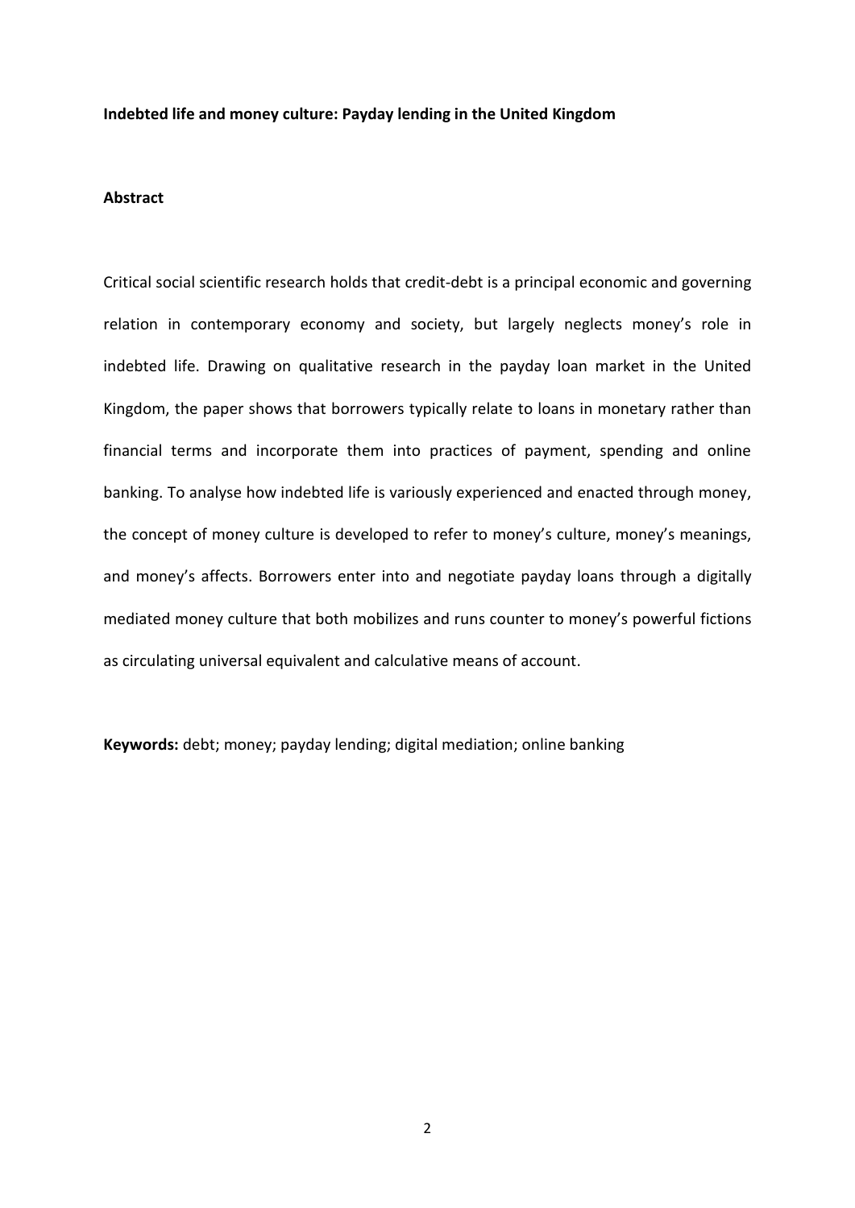**Indebted life and money culture: Payday lending in the United Kingdom**

## Abstract

Critical social scientific research holds that credit-debt is a principal economic and governing relation in contemporary economy and society, but largely neglects money's role in indebted life. Drawing on qualitative research in the payday loan market in the United Kingdom, the paper shows that borrowers typically relate to loans in monetary rather than financial terms and incorporate them into practices of payment, spending and online banking. To analyse how indebted life is variously experienced and enacted through money, the concept of money culture is developed to refer to money's culture, money's meanings, and money's affects. Borrowers enter into and negotiate payday loans through a digitally mediated money culture that both mobilizes and runs counter to money's powerful fictions as circulating universal equivalent and calculative means of account.

**Keywords:** debt; money; payday lending; digital mediation; online banking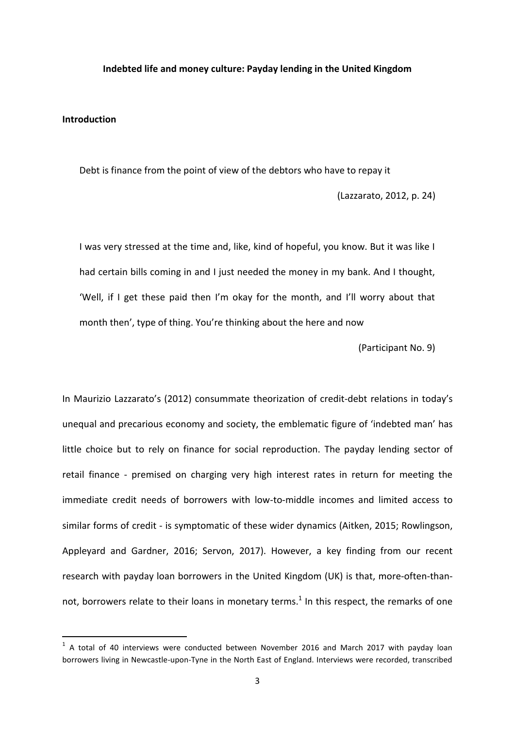**Indebted life and money culture: Payday lending in the United Kingdom**

## Introduction

> Debt is finance from the point of view of the debtors who have to repay it
>
> (Lazzarato, 2012, p. 24)

> I was very stressed at the time and, like, kind of hopeful, you know. But it was like I had certain bills coming in and I just needed the money in my bank. And I thought, 'Well, if I get these paid then I'm okay for the month, and I'll worry about that month then', type of thing. You're thinking about the here and now
>
> (Participant No. 9)

In Maurizio Lazzarato's (2012) consummate theorization of credit-debt relations in today's unequal and precarious economy and society, the emblematic figure of 'indebted man' has little choice but to rely on finance for social reproduction. The payday lending sector of retail finance - premised on charging very high interest rates in return for meeting the immediate credit needs of borrowers with low-to-middle incomes and limited access to similar forms of credit - is symptomatic of these wider dynamics (Aitken, 2015; Rowlingson, Appleyard and Gardner, 2016; Servon, 2017). However, a key finding from our recent research with payday loan borrowers in the United Kingdom (UK) is that, more-often-than-not, borrowers relate to their loans in monetary terms.[1] In this respect, the remarks of one

[1] A total of 40 interviews were conducted between November 2016 and March 2017 with payday loan borrowers living in Newcastle-upon-Tyne in the North East of England. Interviews were recorded, transcribed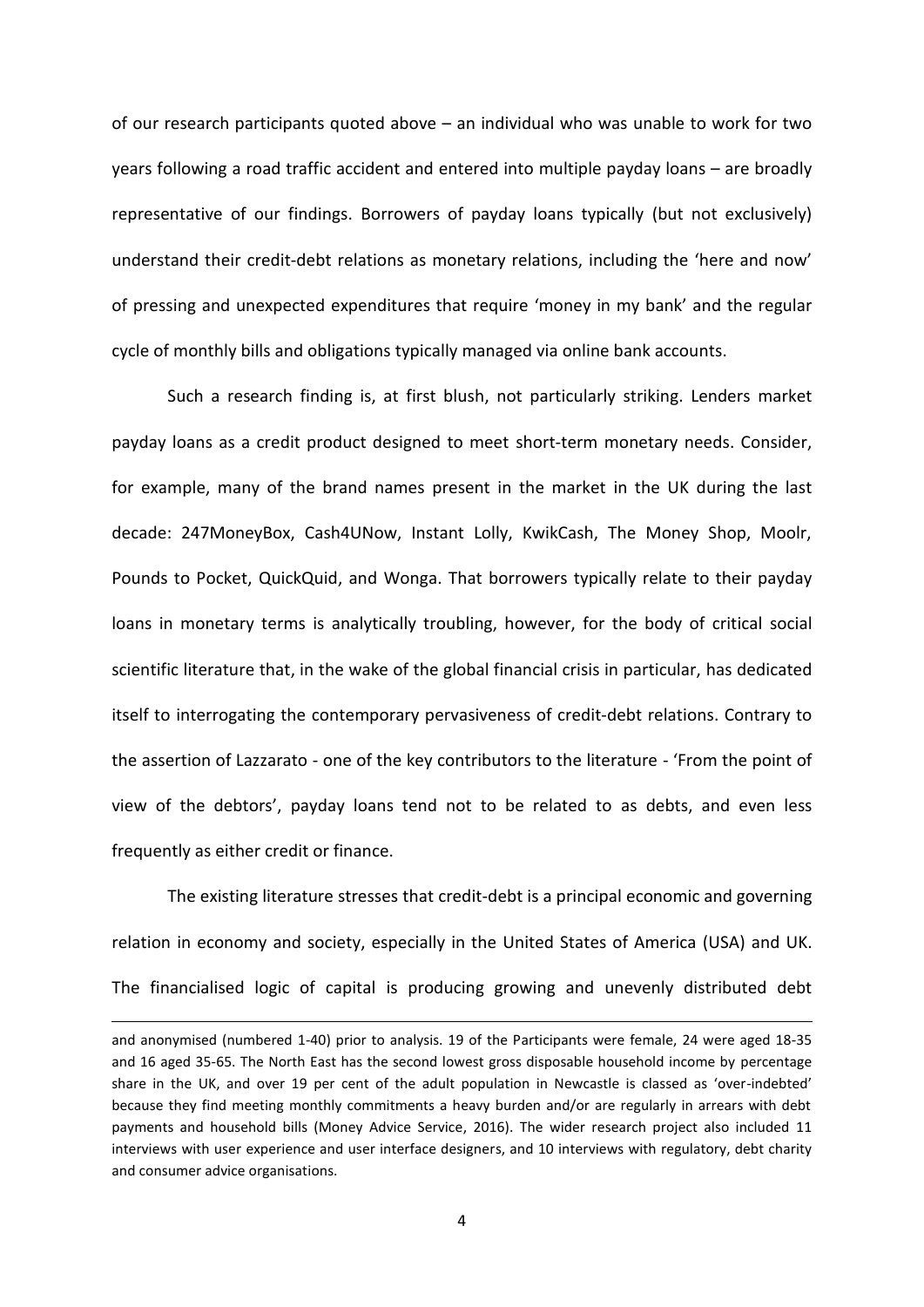of our research participants quoted above – an individual who was unable to work for two years following a road traffic accident and entered into multiple payday loans – are broadly representative of our findings. Borrowers of payday loans typically (but not exclusively) understand their credit-debt relations as monetary relations, including the 'here and now' of pressing and unexpected expenditures that require 'money in my bank' and the regular cycle of monthly bills and obligations typically managed via online bank accounts.

Such a research finding is, at first blush, not particularly striking. Lenders market payday loans as a credit product designed to meet short-term monetary needs. Consider, for example, many of the brand names present in the market in the UK during the last decade: 247MoneyBox, Cash4UNow, Instant Lolly, KwikCash, The Money Shop, Moolr, Pounds to Pocket, QuickQuid, and Wonga. That borrowers typically relate to their payday loans in monetary terms is analytically troubling, however, for the body of critical social scientific literature that, in the wake of the global financial crisis in particular, has dedicated itself to interrogating the contemporary pervasiveness of credit-debt relations. Contrary to the assertion of Lazzarato - one of the key contributors to the literature - 'From the point of view of the debtors', payday loans tend not to be related to as debts, and even less frequently as either credit or finance.

The existing literature stresses that credit-debt is a principal economic and governing relation in economy and society, especially in the United States of America (USA) and UK. The financialised logic of capital is producing growing and unevenly distributed debt

and anonymised (numbered 1-40) prior to analysis. 19 of the Participants were female, 24 were aged 18-35 and 16 aged 35-65. The North East has the second lowest gross disposable household income by percentage share in the UK, and over 19 per cent of the adult population in Newcastle is classed as 'over-indebted' because they find meeting monthly commitments a heavy burden and/or are regularly in arrears with debt payments and household bills (Money Advice Service, 2016). The wider research project also included 11 interviews with user experience and user interface designers, and 10 interviews with regulatory, debt charity and consumer advice organisations.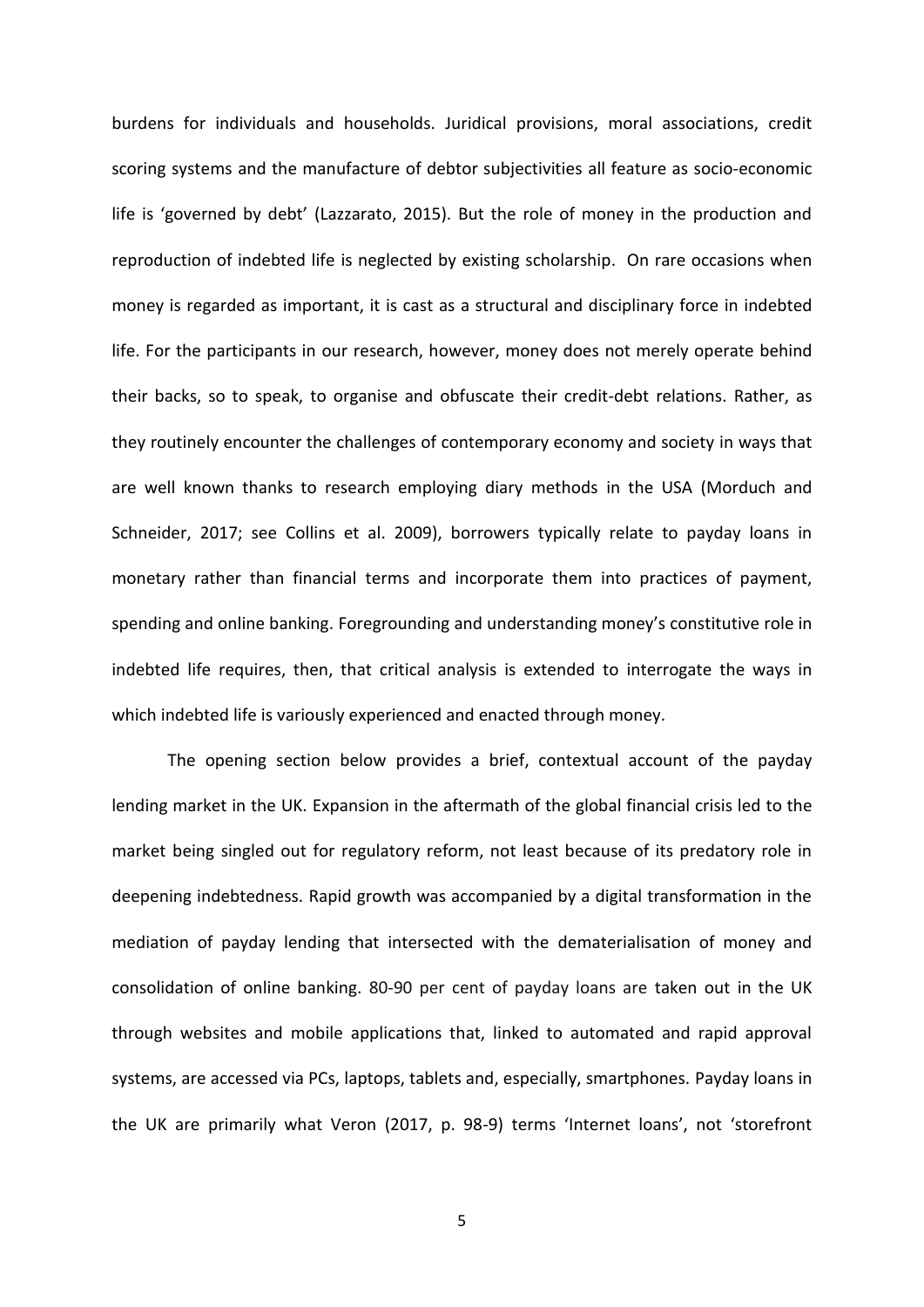burdens for individuals and households. Juridical provisions, moral associations, credit scoring systems and the manufacture of debtor subjectivities all feature as socio-economic life is 'governed by debt' (Lazzarato, 2015). But the role of money in the production and reproduction of indebted life is neglected by existing scholarship. On rare occasions when money is regarded as important, it is cast as a structural and disciplinary force in indebted life. For the participants in our research, however, money does not merely operate behind their backs, so to speak, to organise and obfuscate their credit-debt relations. Rather, as they routinely encounter the challenges of contemporary economy and society in ways that are well known thanks to research employing diary methods in the USA (Morduch and Schneider, 2017; see Collins et al. 2009), borrowers typically relate to payday loans in monetary rather than financial terms and incorporate them into practices of payment, spending and online banking. Foregrounding and understanding money's constitutive role in indebted life requires, then, that critical analysis is extended to interrogate the ways in which indebted life is variously experienced and enacted through money.

The opening section below provides a brief, contextual account of the payday lending market in the UK. Expansion in the aftermath of the global financial crisis led to the market being singled out for regulatory reform, not least because of its predatory role in deepening indebtedness. Rapid growth was accompanied by a digital transformation in the mediation of payday lending that intersected with the dematerialisation of money and consolidation of online banking. 80-90 per cent of payday loans are taken out in the UK through websites and mobile applications that, linked to automated and rapid approval systems, are accessed via PCs, laptops, tablets and, especially, smartphones. Payday loans in the UK are primarily what Veron (2017, p. 98-9) terms 'Internet loans', not 'storefront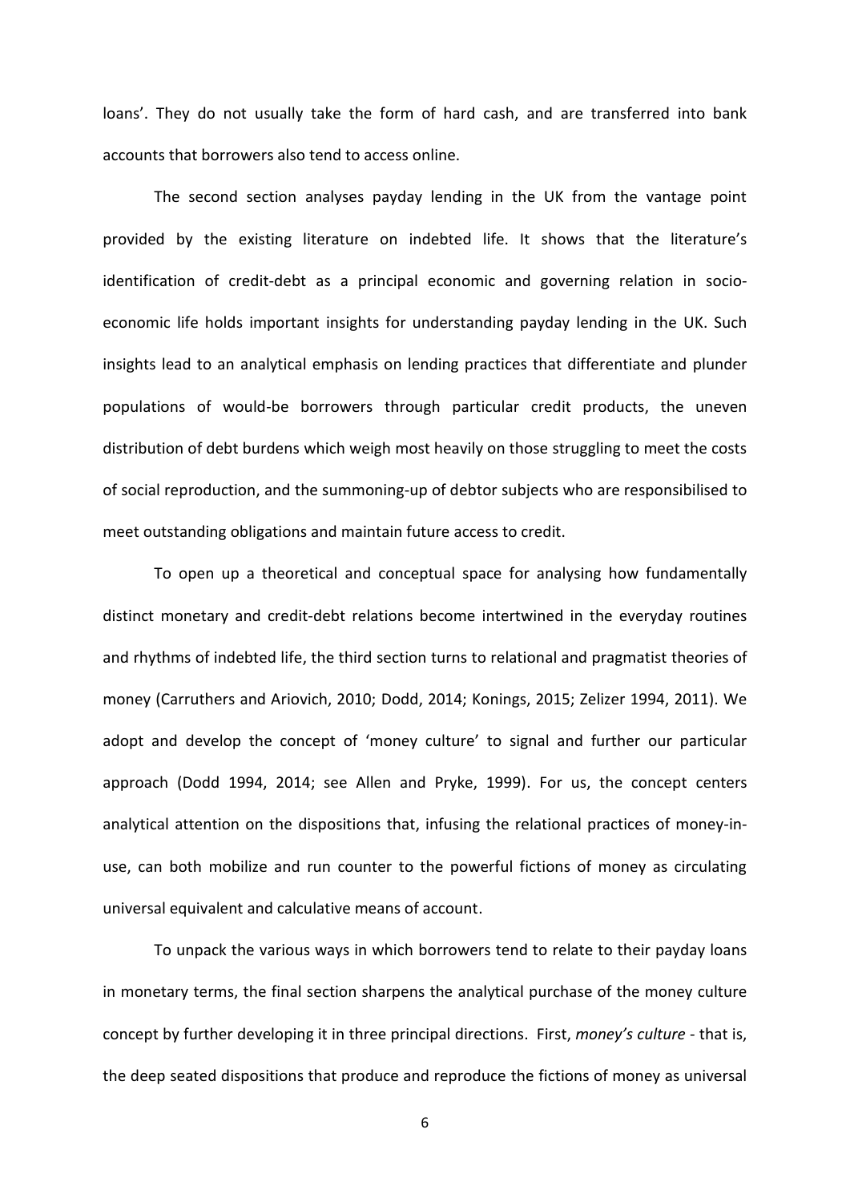loans'. They do not usually take the form of hard cash, and are transferred into bank accounts that borrowers also tend to access online.

The second section analyses payday lending in the UK from the vantage point provided by the existing literature on indebted life. It shows that the literature's identification of credit-debt as a principal economic and governing relation in socio-economic life holds important insights for understanding payday lending in the UK. Such insights lead to an analytical emphasis on lending practices that differentiate and plunder populations of would-be borrowers through particular credit products, the uneven distribution of debt burdens which weigh most heavily on those struggling to meet the costs of social reproduction, and the summoning-up of debtor subjects who are responsibilised to meet outstanding obligations and maintain future access to credit.

To open up a theoretical and conceptual space for analysing how fundamentally distinct monetary and credit-debt relations become intertwined in the everyday routines and rhythms of indebted life, the third section turns to relational and pragmatist theories of money (Carruthers and Ariovich, 2010; Dodd, 2014; Konings, 2015; Zelizer 1994, 2011). We adopt and develop the concept of 'money culture' to signal and further our particular approach (Dodd 1994, 2014; see Allen and Pryke, 1999). For us, the concept centers analytical attention on the dispositions that, infusing the relational practices of money-in-use, can both mobilize and run counter to the powerful fictions of money as circulating universal equivalent and calculative means of account.

To unpack the various ways in which borrowers tend to relate to their payday loans in monetary terms, the final section sharpens the analytical purchase of the money culture concept by further developing it in three principal directions. First, *money's culture* - that is, the deep seated dispositions that produce and reproduce the fictions of money as universal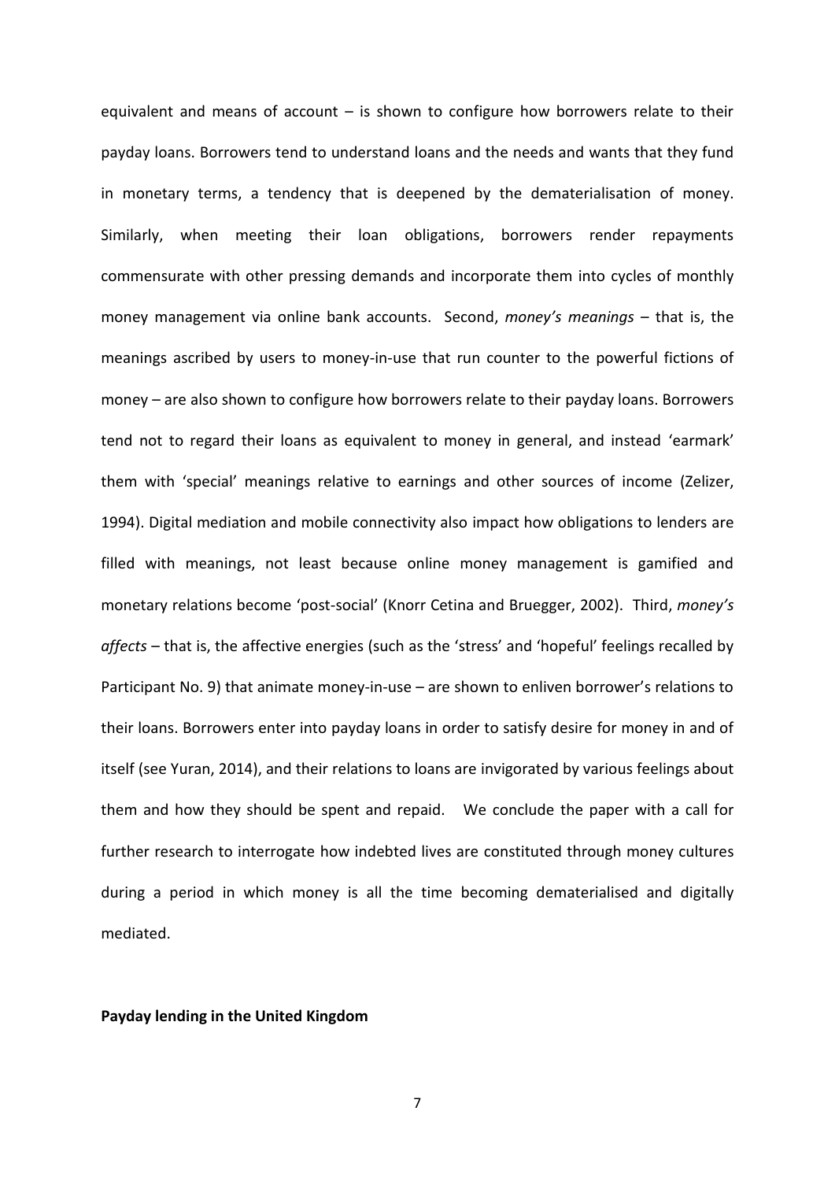equivalent and means of account – is shown to configure how borrowers relate to their payday loans. Borrowers tend to understand loans and the needs and wants that they fund in monetary terms, a tendency that is deepened by the dematerialisation of money. Similarly, when meeting their loan obligations, borrowers render repayments commensurate with other pressing demands and incorporate them into cycles of monthly money management via online bank accounts. Second, *money's meanings* – that is, the meanings ascribed by users to money-in-use that run counter to the powerful fictions of money – are also shown to configure how borrowers relate to their payday loans. Borrowers tend not to regard their loans as equivalent to money in general, and instead 'earmark' them with 'special' meanings relative to earnings and other sources of income (Zelizer, 1994). Digital mediation and mobile connectivity also impact how obligations to lenders are filled with meanings, not least because online money management is gamified and monetary relations become 'post-social' (Knorr Cetina and Bruegger, 2002). Third, *money's affects* – that is, the affective energies (such as the 'stress' and 'hopeful' feelings recalled by Participant No. 9) that animate money-in-use – are shown to enliven borrower's relations to their loans. Borrowers enter into payday loans in order to satisfy desire for money in and of itself (see Yuran, 2014), and their relations to loans are invigorated by various feelings about them and how they should be spent and repaid. We conclude the paper with a call for further research to interrogate how indebted lives are constituted through money cultures during a period in which money is all the time becoming dematerialised and digitally mediated.

**Payday lending in the United Kingdom**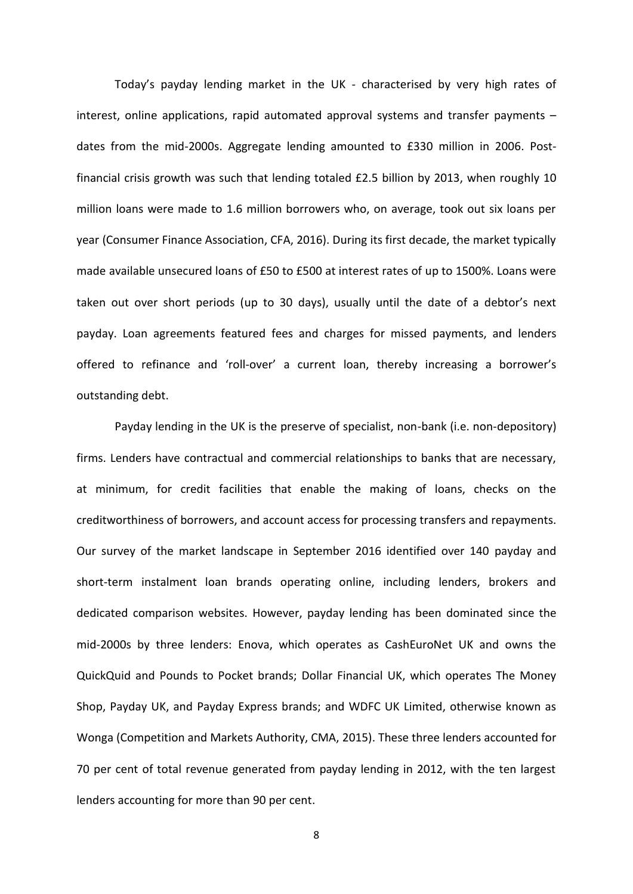Today's payday lending market in the UK - characterised by very high rates of interest, online applications, rapid automated approval systems and transfer payments – dates from the mid-2000s. Aggregate lending amounted to £330 million in 2006. Post-financial crisis growth was such that lending totaled £2.5 billion by 2013, when roughly 10 million loans were made to 1.6 million borrowers who, on average, took out six loans per year (Consumer Finance Association, CFA, 2016). During its first decade, the market typically made available unsecured loans of £50 to £500 at interest rates of up to 1500%. Loans were taken out over short periods (up to 30 days), usually until the date of a debtor's next payday. Loan agreements featured fees and charges for missed payments, and lenders offered to refinance and 'roll-over' a current loan, thereby increasing a borrower's outstanding debt.

Payday lending in the UK is the preserve of specialist, non-bank (i.e. non-depository) firms. Lenders have contractual and commercial relationships to banks that are necessary, at minimum, for credit facilities that enable the making of loans, checks on the creditworthiness of borrowers, and account access for processing transfers and repayments. Our survey of the market landscape in September 2016 identified over 140 payday and short-term instalment loan brands operating online, including lenders, brokers and dedicated comparison websites. However, payday lending has been dominated since the mid-2000s by three lenders: Enova, which operates as CashEuroNet UK and owns the QuickQuid and Pounds to Pocket brands; Dollar Financial UK, which operates The Money Shop, Payday UK, and Payday Express brands; and WDFC UK Limited, otherwise known as Wonga (Competition and Markets Authority, CMA, 2015). These three lenders accounted for 70 per cent of total revenue generated from payday lending in 2012, with the ten largest lenders accounting for more than 90 per cent.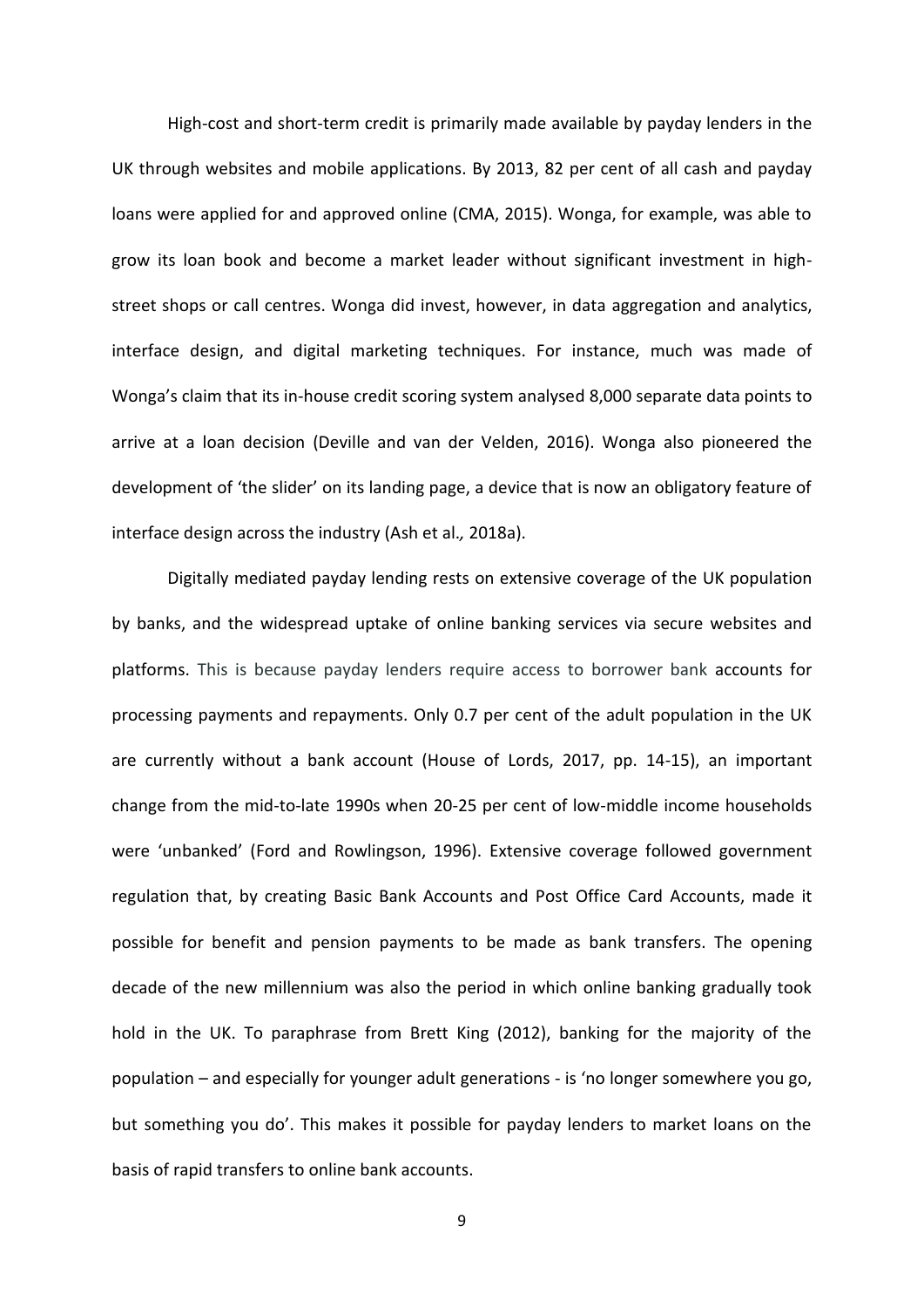High-cost and short-term credit is primarily made available by payday lenders in the UK through websites and mobile applications. By 2013, 82 per cent of all cash and payday loans were applied for and approved online (CMA, 2015). Wonga, for example, was able to grow its loan book and become a market leader without significant investment in high-street shops or call centres. Wonga did invest, however, in data aggregation and analytics, interface design, and digital marketing techniques. For instance, much was made of Wonga's claim that its in-house credit scoring system analysed 8,000 separate data points to arrive at a loan decision (Deville and van der Velden, 2016). Wonga also pioneered the development of 'the slider' on its landing page, a device that is now an obligatory feature of interface design across the industry (Ash et al*.,* 2018a).

Digitally mediated payday lending rests on extensive coverage of the UK population by banks, and the widespread uptake of online banking services via secure websites and platforms. This is because payday lenders require access to borrower bank accounts for processing payments and repayments. Only 0.7 per cent of the adult population in the UK are currently without a bank account (House of Lords, 2017, pp. 14-15), an important change from the mid-to-late 1990s when 20-25 per cent of low-middle income households were 'unbanked' (Ford and Rowlingson, 1996). Extensive coverage followed government regulation that, by creating Basic Bank Accounts and Post Office Card Accounts, made it possible for benefit and pension payments to be made as bank transfers. The opening decade of the new millennium was also the period in which online banking gradually took hold in the UK. To paraphrase from Brett King (2012), banking for the majority of the population – and especially for younger adult generations - is 'no longer somewhere you go, but something you do'. This makes it possible for payday lenders to market loans on the basis of rapid transfers to online bank accounts.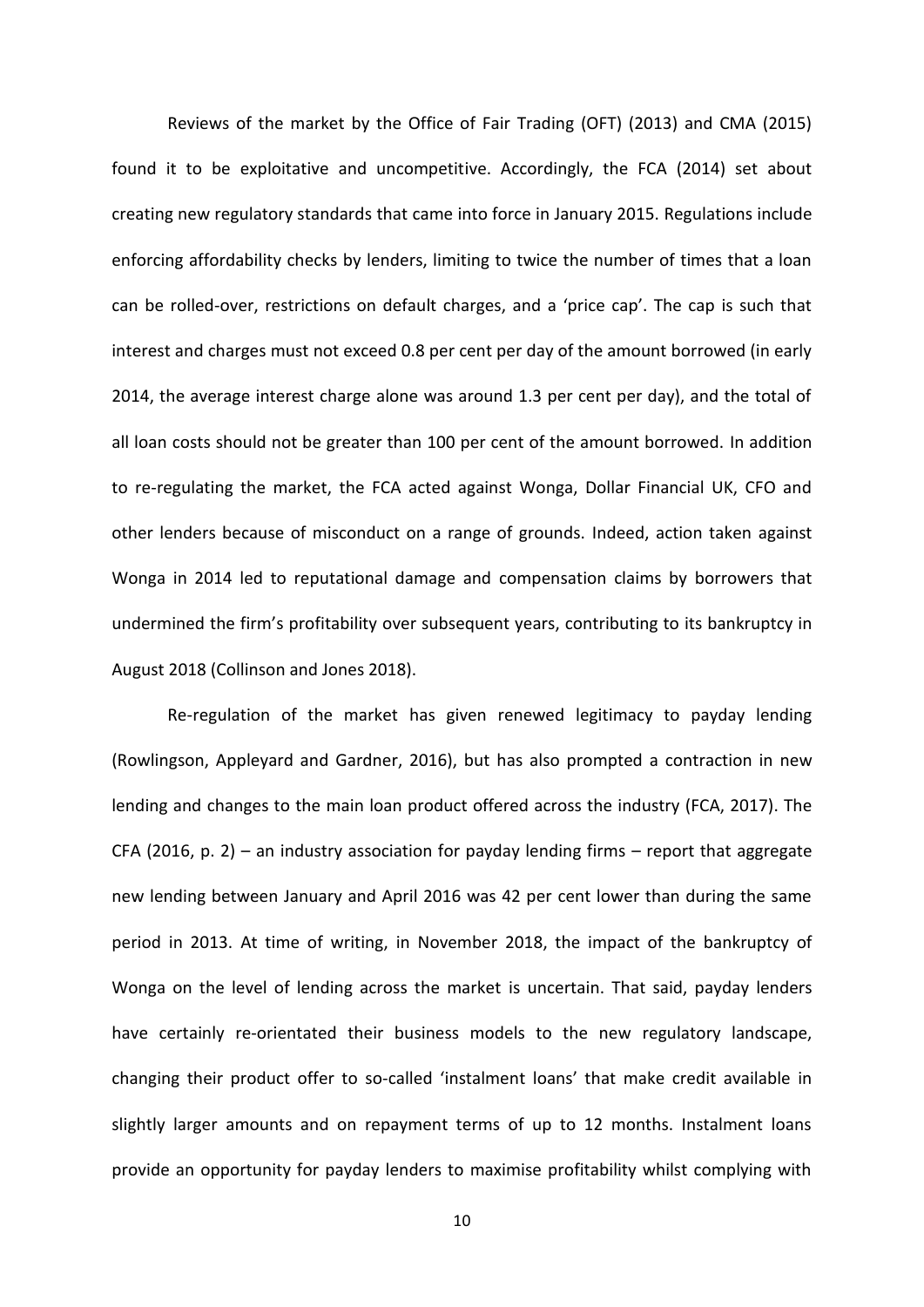Reviews of the market by the Office of Fair Trading (OFT) (2013) and CMA (2015) found it to be exploitative and uncompetitive. Accordingly, the FCA (2014) set about creating new regulatory standards that came into force in January 2015. Regulations include enforcing affordability checks by lenders, limiting to twice the number of times that a loan can be rolled-over, restrictions on default charges, and a 'price cap'. The cap is such that interest and charges must not exceed 0.8 per cent per day of the amount borrowed (in early 2014, the average interest charge alone was around 1.3 per cent per day), and the total of all loan costs should not be greater than 100 per cent of the amount borrowed. In addition to re-regulating the market, the FCA acted against Wonga, Dollar Financial UK, CFO and other lenders because of misconduct on a range of grounds. Indeed, action taken against Wonga in 2014 led to reputational damage and compensation claims by borrowers that undermined the firm's profitability over subsequent years, contributing to its bankruptcy in August 2018 (Collinson and Jones 2018).

Re-regulation of the market has given renewed legitimacy to payday lending (Rowlingson, Appleyard and Gardner, 2016), but has also prompted a contraction in new lending and changes to the main loan product offered across the industry (FCA, 2017). The CFA (2016, p. 2) – an industry association for payday lending firms – report that aggregate new lending between January and April 2016 was 42 per cent lower than during the same period in 2013. At time of writing, in November 2018, the impact of the bankruptcy of Wonga on the level of lending across the market is uncertain. That said, payday lenders have certainly re-orientated their business models to the new regulatory landscape, changing their product offer to so-called 'instalment loans' that make credit available in slightly larger amounts and on repayment terms of up to 12 months. Instalment loans provide an opportunity for payday lenders to maximise profitability whilst complying with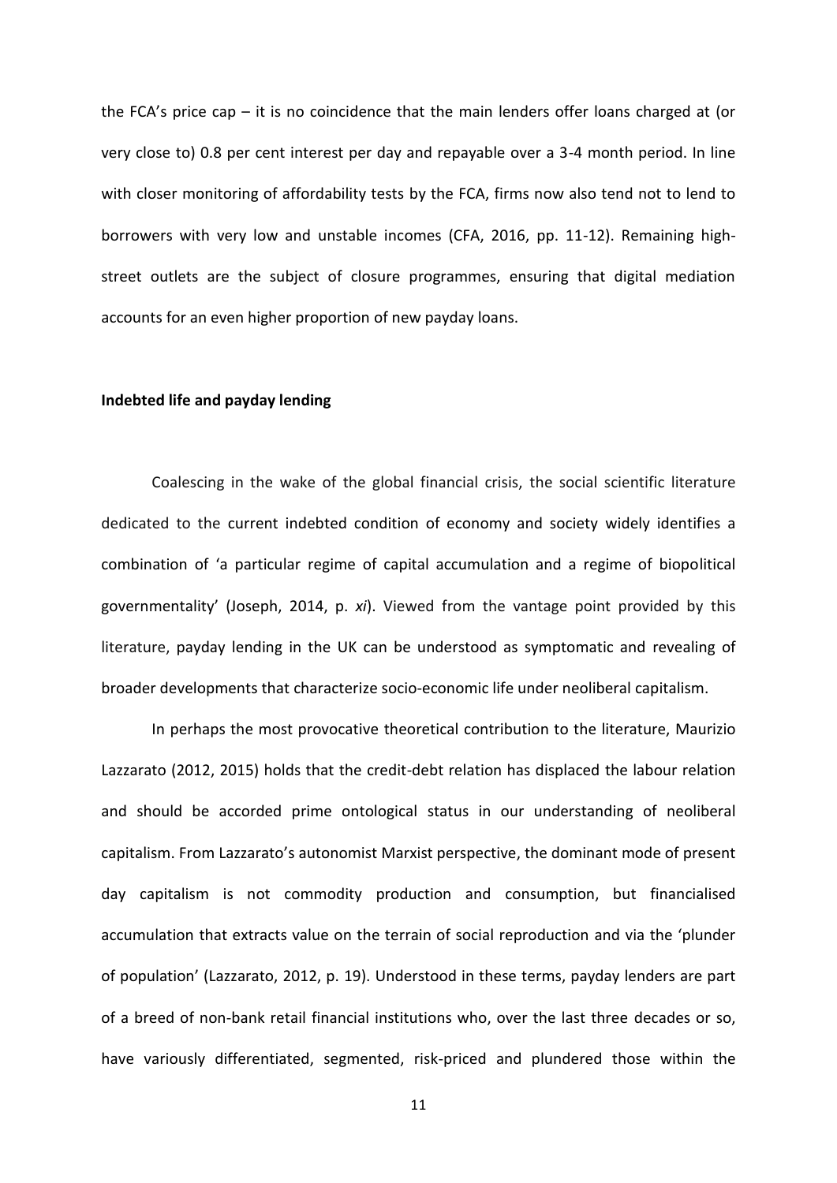the FCA's price cap – it is no coincidence that the main lenders offer loans charged at (or very close to) 0.8 per cent interest per day and repayable over a 3-4 month period. In line with closer monitoring of affordability tests by the FCA, firms now also tend not to lend to borrowers with very low and unstable incomes (CFA, 2016, pp. 11-12). Remaining high-street outlets are the subject of closure programmes, ensuring that digital mediation accounts for an even higher proportion of new payday loans.

**Indebted life and payday lending**

Coalescing in the wake of the global financial crisis, the social scientific literature dedicated to the current indebted condition of economy and society widely identifies a combination of 'a particular regime of capital accumulation and a regime of biopolitical governmentality' (Joseph, 2014, p. *xi*). Viewed from the vantage point provided by this literature, payday lending in the UK can be understood as symptomatic and revealing of broader developments that characterize socio-economic life under neoliberal capitalism.

In perhaps the most provocative theoretical contribution to the literature, Maurizio Lazzarato (2012, 2015) holds that the credit-debt relation has displaced the labour relation and should be accorded prime ontological status in our understanding of neoliberal capitalism. From Lazzarato's autonomist Marxist perspective, the dominant mode of present day capitalism is not commodity production and consumption, but financialised accumulation that extracts value on the terrain of social reproduction and via the 'plunder of population' (Lazzarato, 2012, p. 19). Understood in these terms, payday lenders are part of a breed of non-bank retail financial institutions who, over the last three decades or so, have variously differentiated, segmented, risk-priced and plundered those within the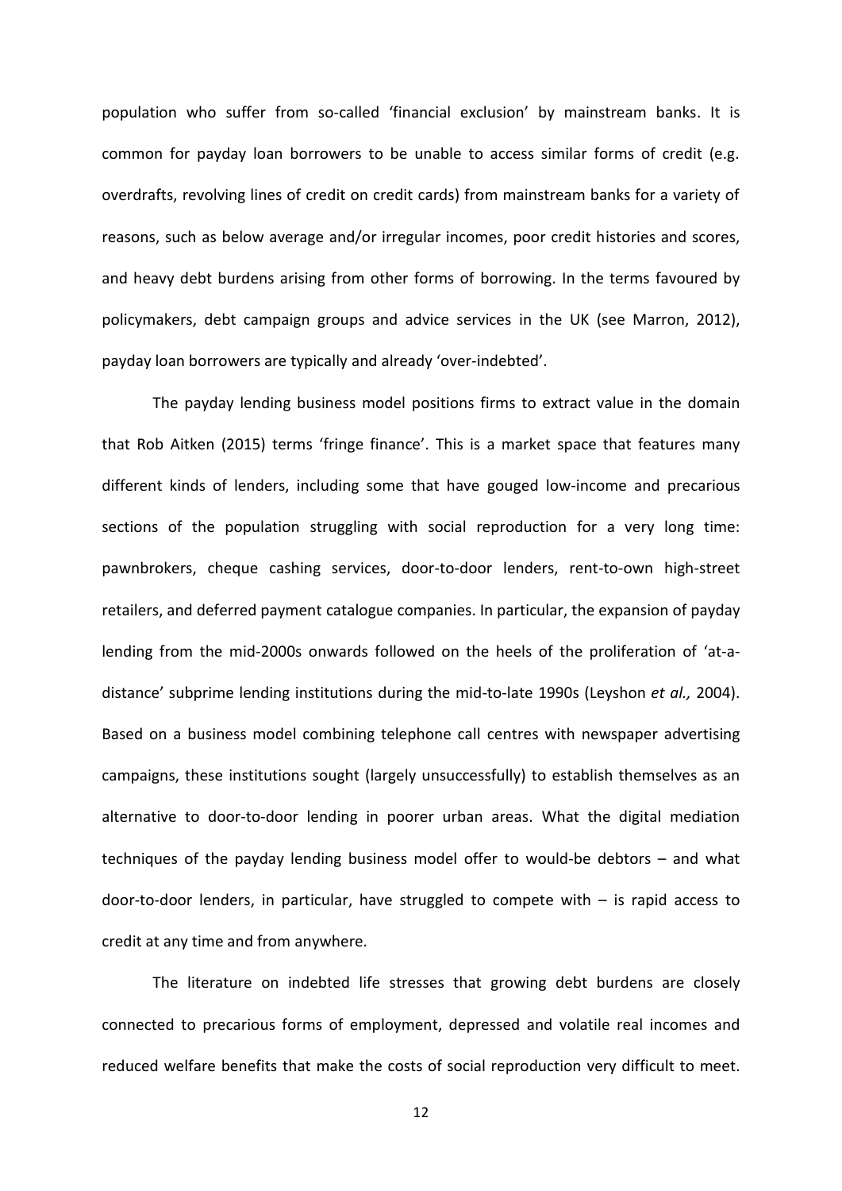population who suffer from so-called 'financial exclusion' by mainstream banks. It is common for payday loan borrowers to be unable to access similar forms of credit (e.g. overdrafts, revolving lines of credit on credit cards) from mainstream banks for a variety of reasons, such as below average and/or irregular incomes, poor credit histories and scores, and heavy debt burdens arising from other forms of borrowing. In the terms favoured by policymakers, debt campaign groups and advice services in the UK (see Marron, 2012), payday loan borrowers are typically and already 'over-indebted'.

The payday lending business model positions firms to extract value in the domain that Rob Aitken (2015) terms 'fringe finance'. This is a market space that features many different kinds of lenders, including some that have gouged low-income and precarious sections of the population struggling with social reproduction for a very long time: pawnbrokers, cheque cashing services, door-to-door lenders, rent-to-own high-street retailers, and deferred payment catalogue companies. In particular, the expansion of payday lending from the mid-2000s onwards followed on the heels of the proliferation of 'at-a-distance' subprime lending institutions during the mid-to-late 1990s (Leyshon *et al.,* 2004). Based on a business model combining telephone call centres with newspaper advertising campaigns, these institutions sought (largely unsuccessfully) to establish themselves as an alternative to door-to-door lending in poorer urban areas. What the digital mediation techniques of the payday lending business model offer to would-be debtors – and what door-to-door lenders, in particular, have struggled to compete with – is rapid access to credit at any time and from anywhere.

The literature on indebted life stresses that growing debt burdens are closely connected to precarious forms of employment, depressed and volatile real incomes and reduced welfare benefits that make the costs of social reproduction very difficult to meet.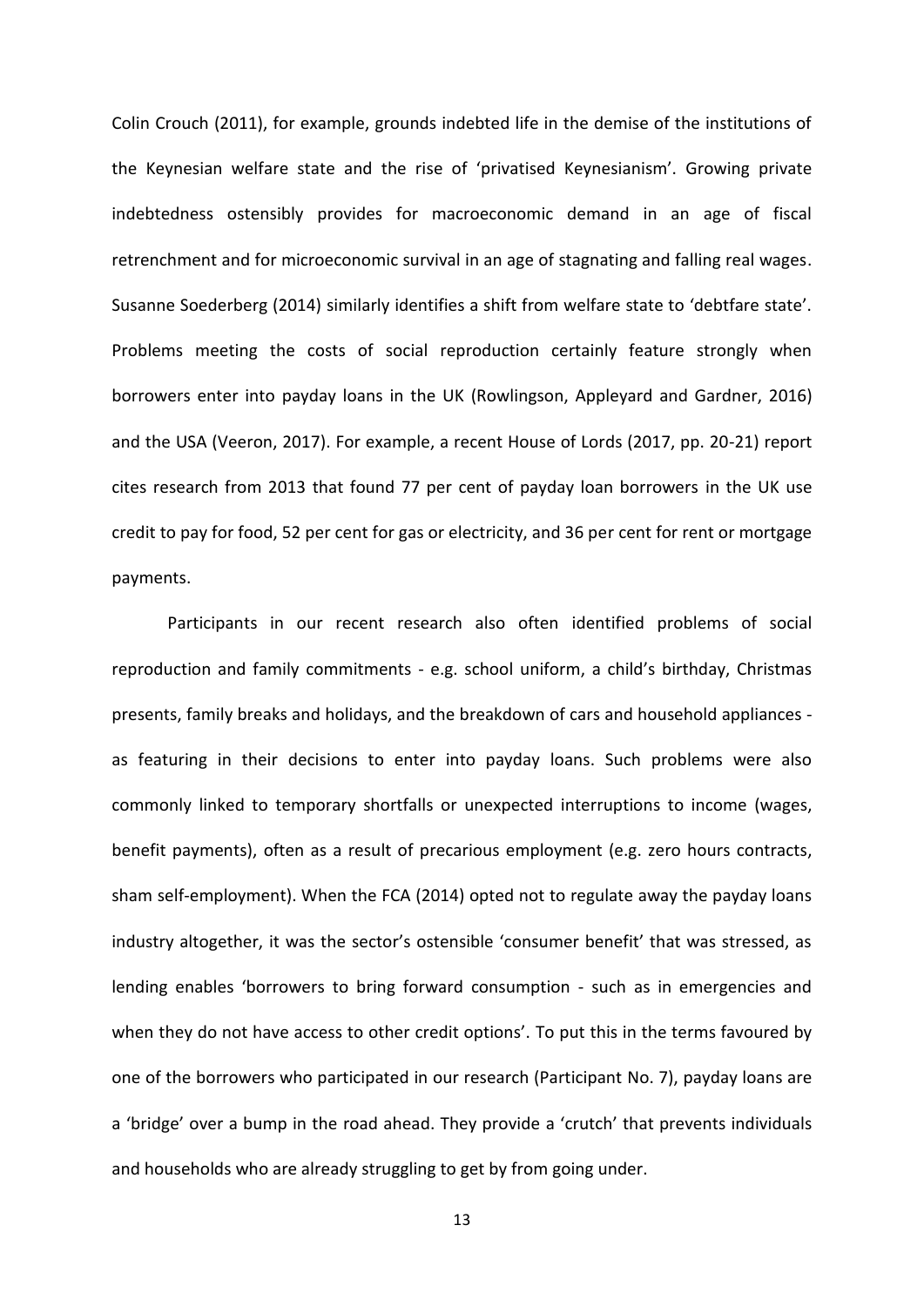Colin Crouch (2011), for example, grounds indebted life in the demise of the institutions of the Keynesian welfare state and the rise of 'privatised Keynesianism'. Growing private indebtedness ostensibly provides for macroeconomic demand in an age of fiscal retrenchment and for microeconomic survival in an age of stagnating and falling real wages. Susanne Soederberg (2014) similarly identifies a shift from welfare state to 'debtfare state'. Problems meeting the costs of social reproduction certainly feature strongly when borrowers enter into payday loans in the UK (Rowlingson, Appleyard and Gardner, 2016) and the USA (Veeron, 2017). For example, a recent House of Lords (2017, pp. 20-21) report cites research from 2013 that found 77 per cent of payday loan borrowers in the UK use credit to pay for food, 52 per cent for gas or electricity, and 36 per cent for rent or mortgage payments.

Participants in our recent research also often identified problems of social reproduction and family commitments - e.g. school uniform, a child's birthday, Christmas presents, family breaks and holidays, and the breakdown of cars and household appliances - as featuring in their decisions to enter into payday loans. Such problems were also commonly linked to temporary shortfalls or unexpected interruptions to income (wages, benefit payments), often as a result of precarious employment (e.g. zero hours contracts, sham self-employment). When the FCA (2014) opted not to regulate away the payday loans industry altogether, it was the sector's ostensible 'consumer benefit' that was stressed, as lending enables 'borrowers to bring forward consumption - such as in emergencies and when they do not have access to other credit options'. To put this in the terms favoured by one of the borrowers who participated in our research (Participant No. 7), payday loans are a 'bridge' over a bump in the road ahead. They provide a 'crutch' that prevents individuals and households who are already struggling to get by from going under.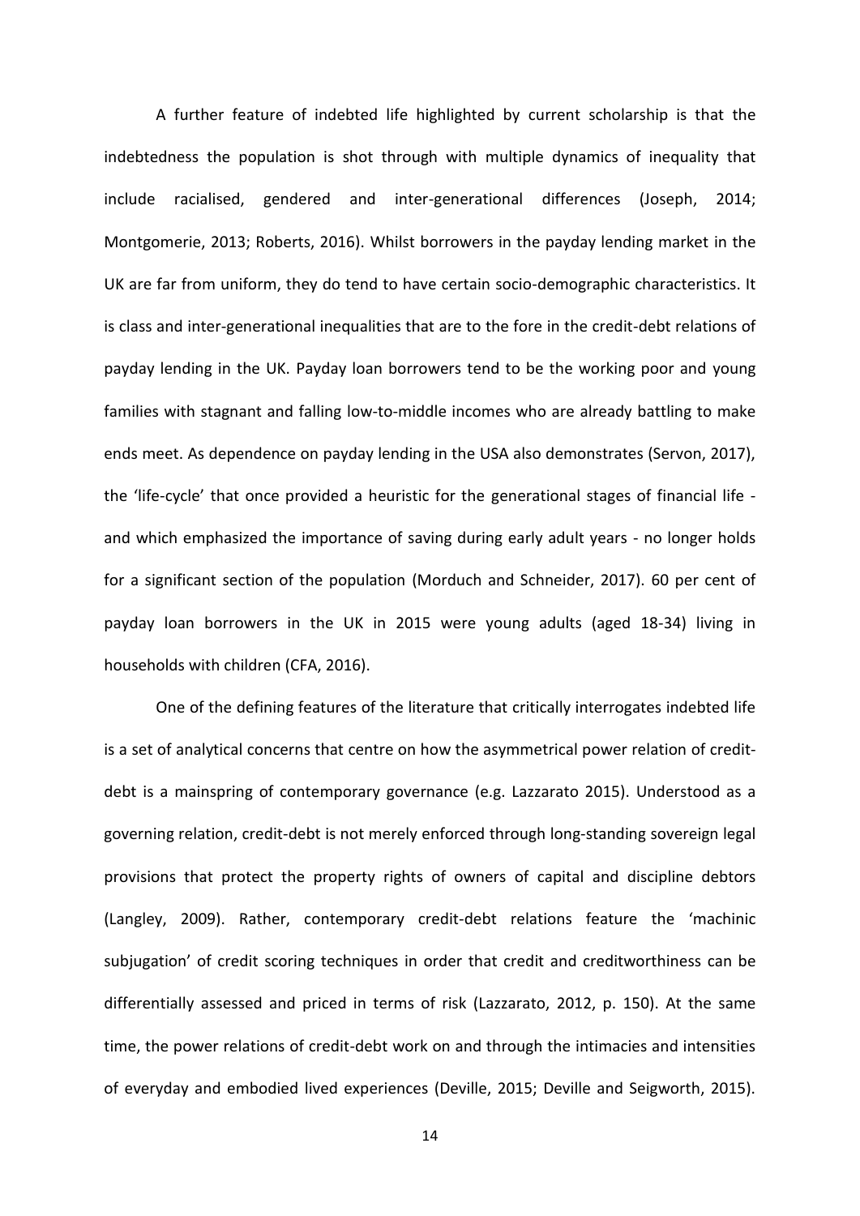A further feature of indebted life highlighted by current scholarship is that the indebtedness the population is shot through with multiple dynamics of inequality that include racialised, gendered and inter-generational differences (Joseph, 2014; Montgomerie, 2013; Roberts, 2016). Whilst borrowers in the payday lending market in the UK are far from uniform, they do tend to have certain socio-demographic characteristics. It is class and inter-generational inequalities that are to the fore in the credit-debt relations of payday lending in the UK. Payday loan borrowers tend to be the working poor and young families with stagnant and falling low-to-middle incomes who are already battling to make ends meet. As dependence on payday lending in the USA also demonstrates (Servon, 2017), the 'life-cycle' that once provided a heuristic for the generational stages of financial life - and which emphasized the importance of saving during early adult years - no longer holds for a significant section of the population (Morduch and Schneider, 2017). 60 per cent of payday loan borrowers in the UK in 2015 were young adults (aged 18-34) living in households with children (CFA, 2016).

One of the defining features of the literature that critically interrogates indebted life is a set of analytical concerns that centre on how the asymmetrical power relation of credit-debt is a mainspring of contemporary governance (e.g. Lazzarato 2015). Understood as a governing relation, credit-debt is not merely enforced through long-standing sovereign legal provisions that protect the property rights of owners of capital and discipline debtors (Langley, 2009). Rather, contemporary credit-debt relations feature the 'machinic subjugation' of credit scoring techniques in order that credit and creditworthiness can be differentially assessed and priced in terms of risk (Lazzarato, 2012, p. 150). At the same time, the power relations of credit-debt work on and through the intimacies and intensities of everyday and embodied lived experiences (Deville, 2015; Deville and Seigworth, 2015).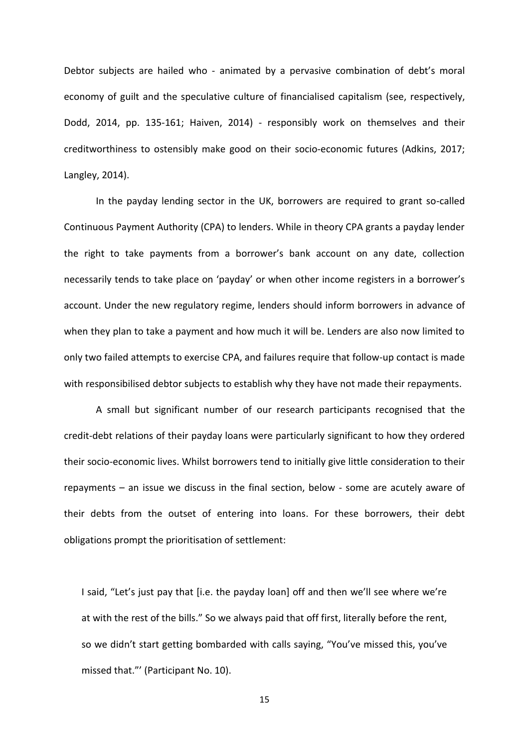Debtor subjects are hailed who - animated by a pervasive combination of debt's moral economy of guilt and the speculative culture of financialised capitalism (see, respectively, Dodd, 2014, pp. 135-161; Haiven, 2014) - responsibly work on themselves and their creditworthiness to ostensibly make good on their socio-economic futures (Adkins, 2017; Langley, 2014).

In the payday lending sector in the UK, borrowers are required to grant so-called Continuous Payment Authority (CPA) to lenders. While in theory CPA grants a payday lender the right to take payments from a borrower's bank account on any date, collection necessarily tends to take place on 'payday' or when other income registers in a borrower's account. Under the new regulatory regime, lenders should inform borrowers in advance of when they plan to take a payment and how much it will be. Lenders are also now limited to only two failed attempts to exercise CPA, and failures require that follow-up contact is made with responsibilised debtor subjects to establish why they have not made their repayments.

A small but significant number of our research participants recognised that the credit-debt relations of their payday loans were particularly significant to how they ordered their socio-economic lives. Whilst borrowers tend to initially give little consideration to their repayments – an issue we discuss in the final section, below - some are acutely aware of their debts from the outset of entering into loans. For these borrowers, their debt obligations prompt the prioritisation of settlement:

> I said, "Let's just pay that [i.e. the payday loan] off and then we'll see where we're at with the rest of the bills." So we always paid that off first, literally before the rent, so we didn't start getting bombarded with calls saying, "You've missed this, you've missed that."' (Participant No. 10).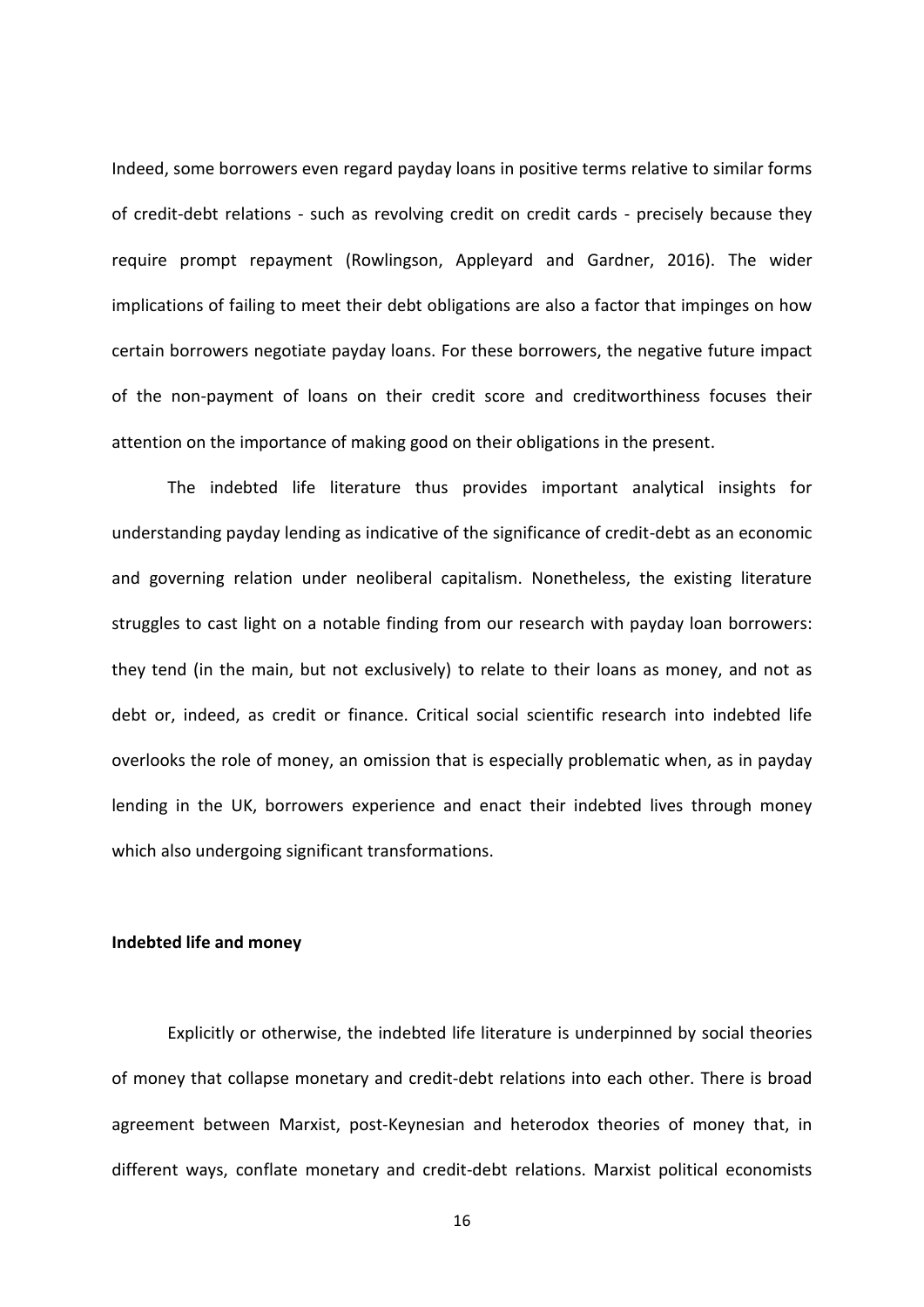Indeed, some borrowers even regard payday loans in positive terms relative to similar forms of credit-debt relations - such as revolving credit on credit cards - precisely because they require prompt repayment (Rowlingson, Appleyard and Gardner, 2016). The wider implications of failing to meet their debt obligations are also a factor that impinges on how certain borrowers negotiate payday loans. For these borrowers, the negative future impact of the non-payment of loans on their credit score and creditworthiness focuses their attention on the importance of making good on their obligations in the present.

The indebted life literature thus provides important analytical insights for understanding payday lending as indicative of the significance of credit-debt as an economic and governing relation under neoliberal capitalism. Nonetheless, the existing literature struggles to cast light on a notable finding from our research with payday loan borrowers: they tend (in the main, but not exclusively) to relate to their loans as money, and not as debt or, indeed, as credit or finance. Critical social scientific research into indebted life overlooks the role of money, an omission that is especially problematic when, as in payday lending in the UK, borrowers experience and enact their indebted lives through money which also undergoing significant transformations.

**Indebted life and money**

Explicitly or otherwise, the indebted life literature is underpinned by social theories of money that collapse monetary and credit-debt relations into each other. There is broad agreement between Marxist, post-Keynesian and heterodox theories of money that, in different ways, conflate monetary and credit-debt relations. Marxist political economists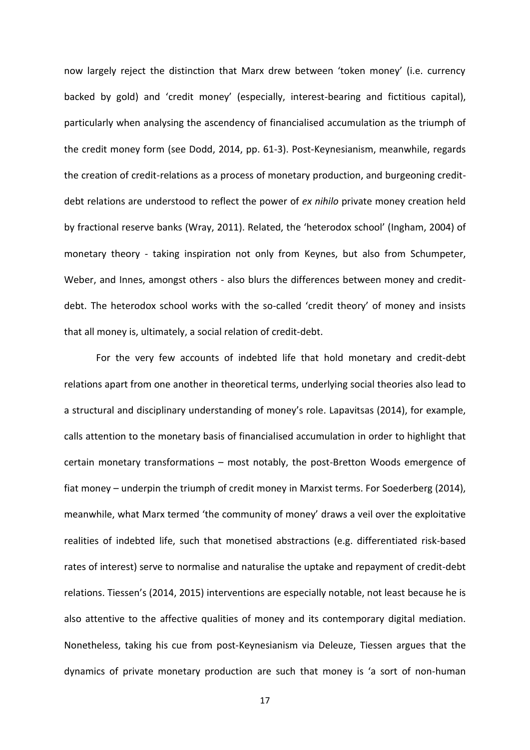now largely reject the distinction that Marx drew between 'token money' (i.e. currency backed by gold) and 'credit money' (especially, interest-bearing and fictitious capital), particularly when analysing the ascendency of financialised accumulation as the triumph of the credit money form (see Dodd, 2014, pp. 61-3). Post-Keynesianism, meanwhile, regards the creation of credit-relations as a process of monetary production, and burgeoning credit-debt relations are understood to reflect the power of *ex nihilo* private money creation held by fractional reserve banks (Wray, 2011). Related, the 'heterodox school' (Ingham, 2004) of monetary theory - taking inspiration not only from Keynes, but also from Schumpeter, Weber, and Innes, amongst others - also blurs the differences between money and credit-debt. The heterodox school works with the so-called 'credit theory' of money and insists that all money is, ultimately, a social relation of credit-debt.

For the very few accounts of indebted life that hold monetary and credit-debt relations apart from one another in theoretical terms, underlying social theories also lead to a structural and disciplinary understanding of money's role. Lapavitsas (2014), for example, calls attention to the monetary basis of financialised accumulation in order to highlight that certain monetary transformations – most notably, the post-Bretton Woods emergence of fiat money – underpin the triumph of credit money in Marxist terms. For Soederberg (2014), meanwhile, what Marx termed 'the community of money' draws a veil over the exploitative realities of indebted life, such that monetised abstractions (e.g. differentiated risk-based rates of interest) serve to normalise and naturalise the uptake and repayment of credit-debt relations. Tiessen's (2014, 2015) interventions are especially notable, not least because he is also attentive to the affective qualities of money and its contemporary digital mediation. Nonetheless, taking his cue from post-Keynesianism via Deleuze, Tiessen argues that the dynamics of private monetary production are such that money is 'a sort of non-human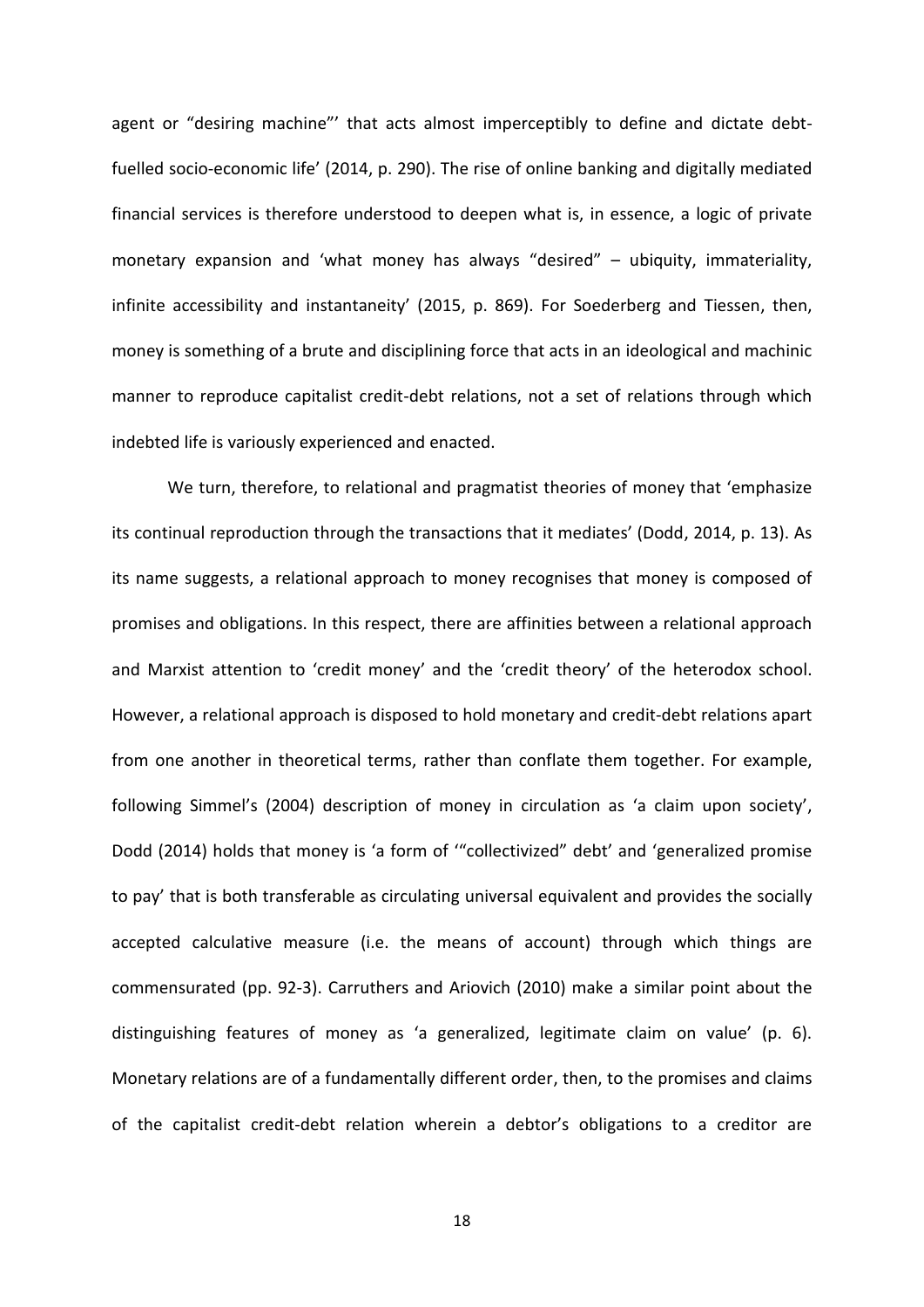agent or "desiring machine"' that acts almost imperceptibly to define and dictate debt-fuelled socio-economic life' (2014, p. 290). The rise of online banking and digitally mediated financial services is therefore understood to deepen what is, in essence, a logic of private monetary expansion and 'what money has always "desired" – ubiquity, immateriality, infinite accessibility and instantaneity' (2015, p. 869). For Soederberg and Tiessen, then, money is something of a brute and disciplining force that acts in an ideological and machinic manner to reproduce capitalist credit-debt relations, not a set of relations through which indebted life is variously experienced and enacted.

We turn, therefore, to relational and pragmatist theories of money that 'emphasize its continual reproduction through the transactions that it mediates' (Dodd, 2014, p. 13). As its name suggests, a relational approach to money recognises that money is composed of promises and obligations. In this respect, there are affinities between a relational approach and Marxist attention to 'credit money' and the 'credit theory' of the heterodox school. However, a relational approach is disposed to hold monetary and credit-debt relations apart from one another in theoretical terms, rather than conflate them together. For example, following Simmel's (2004) description of money in circulation as 'a claim upon society', Dodd (2014) holds that money is 'a form of '"collectivized" debt' and 'generalized promise to pay' that is both transferable as circulating universal equivalent and provides the socially accepted calculative measure (i.e. the means of account) through which things are commensurated (pp. 92-3). Carruthers and Ariovich (2010) make a similar point about the distinguishing features of money as 'a generalized, legitimate claim on value' (p. 6). Monetary relations are of a fundamentally different order, then, to the promises and claims of the capitalist credit-debt relation wherein a debtor's obligations to a creditor are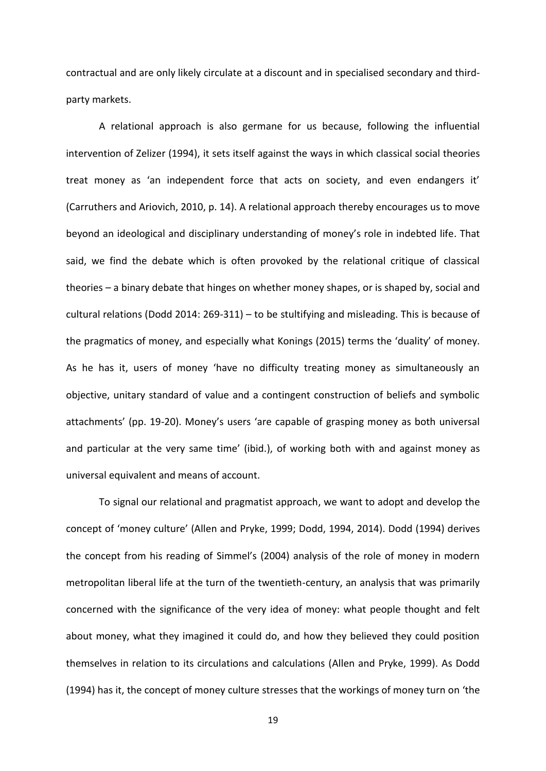contractual and are only likely circulate at a discount and in specialised secondary and third-party markets.

A relational approach is also germane for us because, following the influential intervention of Zelizer (1994), it sets itself against the ways in which classical social theories treat money as 'an independent force that acts on society, and even endangers it' (Carruthers and Ariovich, 2010, p. 14). A relational approach thereby encourages us to move beyond an ideological and disciplinary understanding of money's role in indebted life. That said, we find the debate which is often provoked by the relational critique of classical theories – a binary debate that hinges on whether money shapes, or is shaped by, social and cultural relations (Dodd 2014: 269-311) – to be stultifying and misleading. This is because of the pragmatics of money, and especially what Konings (2015) terms the 'duality' of money. As he has it, users of money 'have no difficulty treating money as simultaneously an objective, unitary standard of value and a contingent construction of beliefs and symbolic attachments' (pp. 19-20). Money's users 'are capable of grasping money as both universal and particular at the very same time' (ibid.), of working both with and against money as universal equivalent and means of account.

To signal our relational and pragmatist approach, we want to adopt and develop the concept of 'money culture' (Allen and Pryke, 1999; Dodd, 1994, 2014). Dodd (1994) derives the concept from his reading of Simmel's (2004) analysis of the role of money in modern metropolitan liberal life at the turn of the twentieth-century, an analysis that was primarily concerned with the significance of the very idea of money: what people thought and felt about money, what they imagined it could do, and how they believed they could position themselves in relation to its circulations and calculations (Allen and Pryke, 1999). As Dodd (1994) has it, the concept of money culture stresses that the workings of money turn on 'the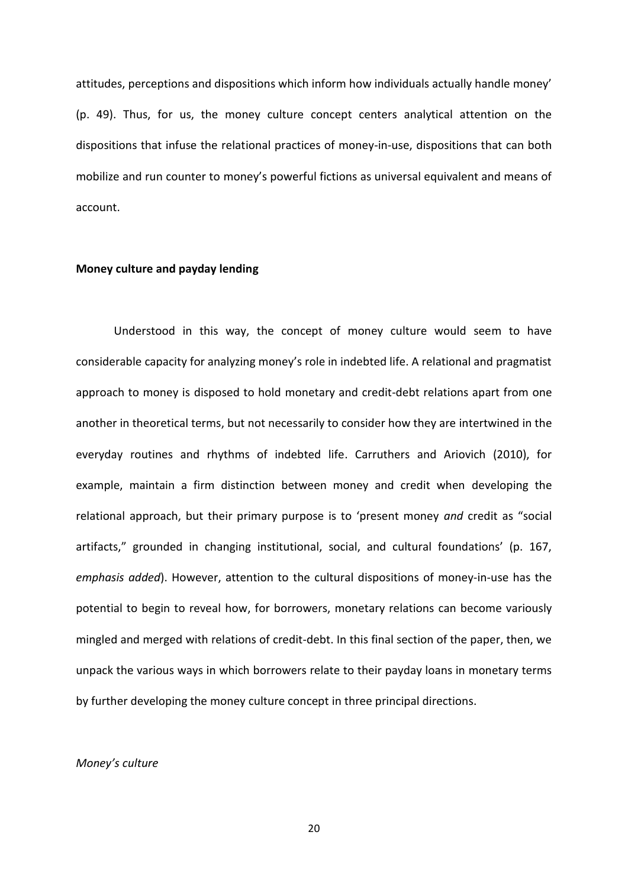attitudes, perceptions and dispositions which inform how individuals actually handle money' (p. 49). Thus, for us, the money culture concept centers analytical attention on the dispositions that infuse the relational practices of money-in-use, dispositions that can both mobilize and run counter to money's powerful fictions as universal equivalent and means of account.

**Money culture and payday lending**

Understood in this way, the concept of money culture would seem to have considerable capacity for analyzing money's role in indebted life. A relational and pragmatist approach to money is disposed to hold monetary and credit-debt relations apart from one another in theoretical terms, but not necessarily to consider how they are intertwined in the everyday routines and rhythms of indebted life. Carruthers and Ariovich (2010), for example, maintain a firm distinction between money and credit when developing the relational approach, but their primary purpose is to 'present money *and* credit as "social artifacts," grounded in changing institutional, social, and cultural foundations' (p. 167, *emphasis added*). However, attention to the cultural dispositions of money-in-use has the potential to begin to reveal how, for borrowers, monetary relations can become variously mingled and merged with relations of credit-debt. In this final section of the paper, then, we unpack the various ways in which borrowers relate to their payday loans in monetary terms by further developing the money culture concept in three principal directions.

*Money's culture*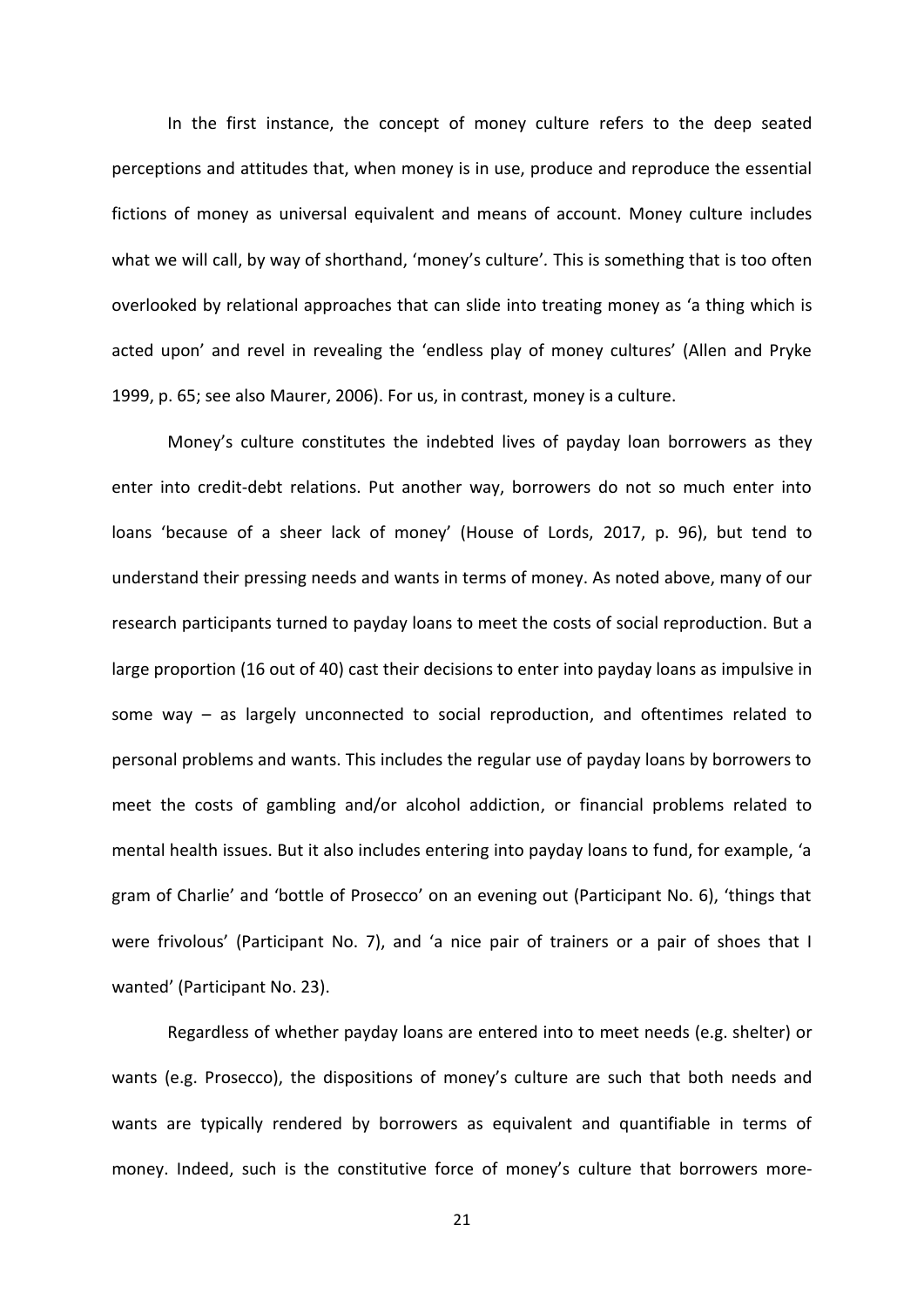In the first instance, the concept of money culture refers to the deep seated perceptions and attitudes that, when money is in use, produce and reproduce the essential fictions of money as universal equivalent and means of account. Money culture includes what we will call, by way of shorthand, 'money's culture'. This is something that is too often overlooked by relational approaches that can slide into treating money as 'a thing which is acted upon' and revel in revealing the 'endless play of money cultures' (Allen and Pryke 1999, p. 65; see also Maurer, 2006). For us, in contrast, money is a culture.

Money's culture constitutes the indebted lives of payday loan borrowers as they enter into credit-debt relations. Put another way, borrowers do not so much enter into loans 'because of a sheer lack of money' (House of Lords, 2017, p. 96), but tend to understand their pressing needs and wants in terms of money. As noted above, many of our research participants turned to payday loans to meet the costs of social reproduction. But a large proportion (16 out of 40) cast their decisions to enter into payday loans as impulsive in some way – as largely unconnected to social reproduction, and oftentimes related to personal problems and wants. This includes the regular use of payday loans by borrowers to meet the costs of gambling and/or alcohol addiction, or financial problems related to mental health issues. But it also includes entering into payday loans to fund, for example, 'a gram of Charlie' and 'bottle of Prosecco' on an evening out (Participant No. 6), 'things that were frivolous' (Participant No. 7), and 'a nice pair of trainers or a pair of shoes that I wanted' (Participant No. 23).

Regardless of whether payday loans are entered into to meet needs (e.g. shelter) or wants (e.g. Prosecco), the dispositions of money's culture are such that both needs and wants are typically rendered by borrowers as equivalent and quantifiable in terms of money. Indeed, such is the constitutive force of money's culture that borrowers more-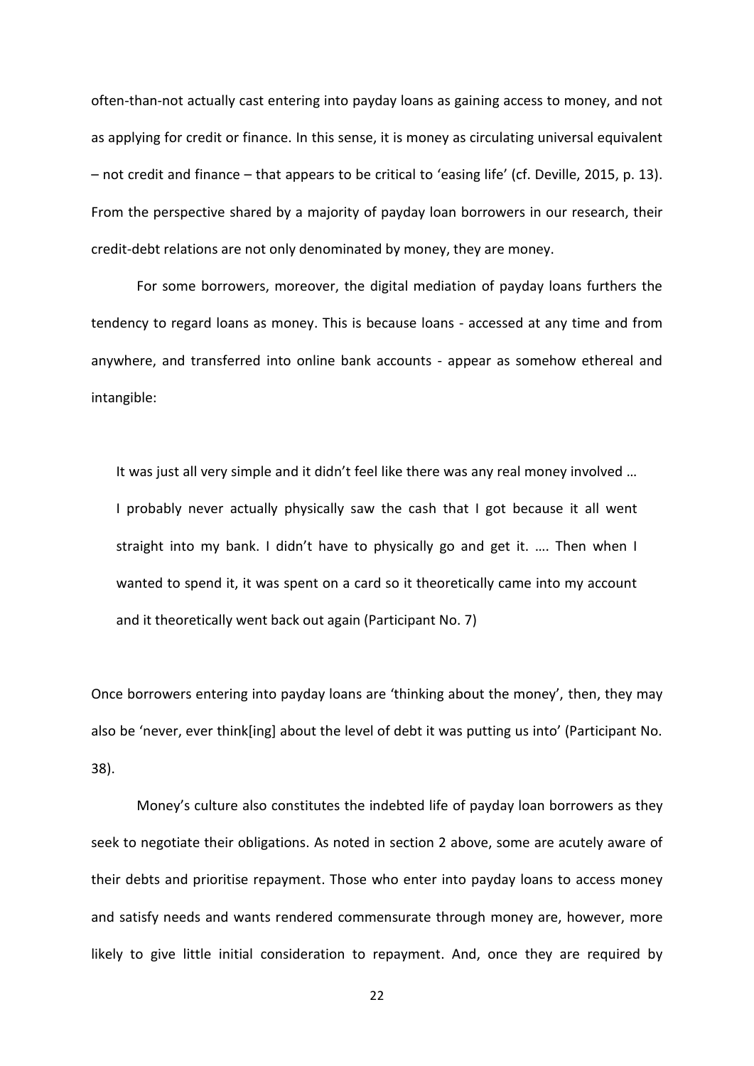often-than-not actually cast entering into payday loans as gaining access to money, and not as applying for credit or finance. In this sense, it is money as circulating universal equivalent – not credit and finance – that appears to be critical to 'easing life' (cf. Deville, 2015, p. 13). From the perspective shared by a majority of payday loan borrowers in our research, their credit-debt relations are not only denominated by money, they are money.

For some borrowers, moreover, the digital mediation of payday loans furthers the tendency to regard loans as money. This is because loans - accessed at any time and from anywhere, and transferred into online bank accounts - appear as somehow ethereal and intangible:

> It was just all very simple and it didn't feel like there was any real money involved … I probably never actually physically saw the cash that I got because it all went straight into my bank. I didn't have to physically go and get it. …. Then when I wanted to spend it, it was spent on a card so it theoretically came into my account and it theoretically went back out again (Participant No. 7)

Once borrowers entering into payday loans are 'thinking about the money', then, they may also be 'never, ever think[ing] about the level of debt it was putting us into' (Participant No. 38).

Money's culture also constitutes the indebted life of payday loan borrowers as they seek to negotiate their obligations. As noted in section 2 above, some are acutely aware of their debts and prioritise repayment. Those who enter into payday loans to access money and satisfy needs and wants rendered commensurate through money are, however, more likely to give little initial consideration to repayment. And, once they are required by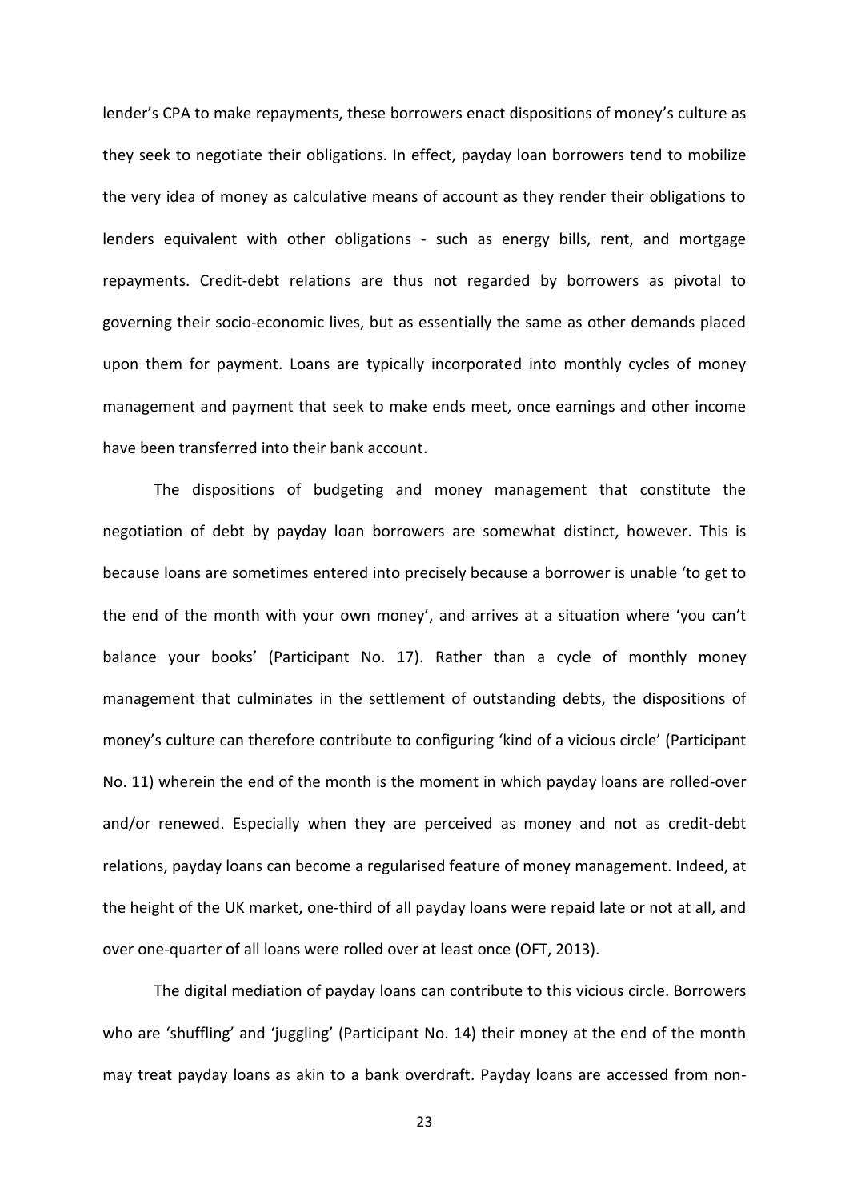lender's CPA to make repayments, these borrowers enact dispositions of money's culture as they seek to negotiate their obligations. In effect, payday loan borrowers tend to mobilize the very idea of money as calculative means of account as they render their obligations to lenders equivalent with other obligations - such as energy bills, rent, and mortgage repayments. Credit-debt relations are thus not regarded by borrowers as pivotal to governing their socio-economic lives, but as essentially the same as other demands placed upon them for payment. Loans are typically incorporated into monthly cycles of money management and payment that seek to make ends meet, once earnings and other income have been transferred into their bank account.

The dispositions of budgeting and money management that constitute the negotiation of debt by payday loan borrowers are somewhat distinct, however. This is because loans are sometimes entered into precisely because a borrower is unable 'to get to the end of the month with your own money', and arrives at a situation where 'you can't balance your books' (Participant No. 17). Rather than a cycle of monthly money management that culminates in the settlement of outstanding debts, the dispositions of money's culture can therefore contribute to configuring 'kind of a vicious circle' (Participant No. 11) wherein the end of the month is the moment in which payday loans are rolled-over and/or renewed. Especially when they are perceived as money and not as credit-debt relations, payday loans can become a regularised feature of money management. Indeed, at the height of the UK market, one-third of all payday loans were repaid late or not at all, and over one-quarter of all loans were rolled over at least once (OFT, 2013).

The digital mediation of payday loans can contribute to this vicious circle. Borrowers who are 'shuffling' and 'juggling' (Participant No. 14) their money at the end of the month may treat payday loans as akin to a bank overdraft. Payday loans are accessed from non-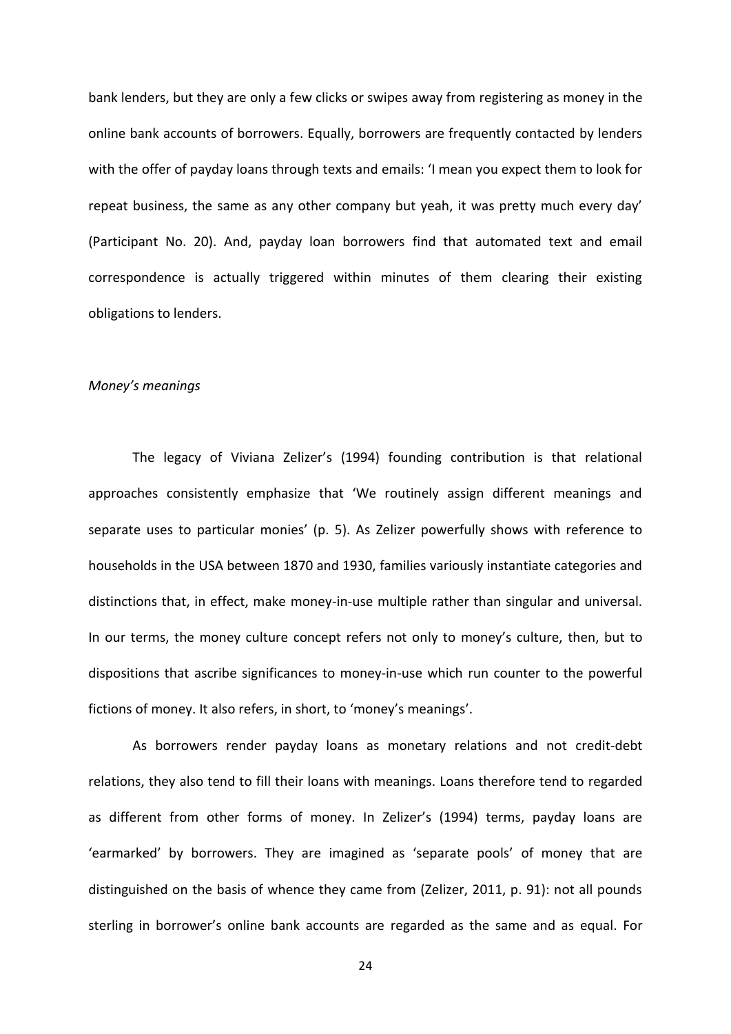bank lenders, but they are only a few clicks or swipes away from registering as money in the online bank accounts of borrowers. Equally, borrowers are frequently contacted by lenders with the offer of payday loans through texts and emails: 'I mean you expect them to look for repeat business, the same as any other company but yeah, it was pretty much every day' (Participant No. 20). And, payday loan borrowers find that automated text and email correspondence is actually triggered within minutes of them clearing their existing obligations to lenders.

*Money's meanings*

The legacy of Viviana Zelizer's (1994) founding contribution is that relational approaches consistently emphasize that 'We routinely assign different meanings and separate uses to particular monies' (p. 5). As Zelizer powerfully shows with reference to households in the USA between 1870 and 1930, families variously instantiate categories and distinctions that, in effect, make money-in-use multiple rather than singular and universal. In our terms, the money culture concept refers not only to money's culture, then, but to dispositions that ascribe significances to money-in-use which run counter to the powerful fictions of money. It also refers, in short, to 'money's meanings'.

As borrowers render payday loans as monetary relations and not credit-debt relations, they also tend to fill their loans with meanings. Loans therefore tend to regarded as different from other forms of money. In Zelizer's (1994) terms, payday loans are 'earmarked' by borrowers. They are imagined as 'separate pools' of money that are distinguished on the basis of whence they came from (Zelizer, 2011, p. 91): not all pounds sterling in borrower's online bank accounts are regarded as the same and as equal. For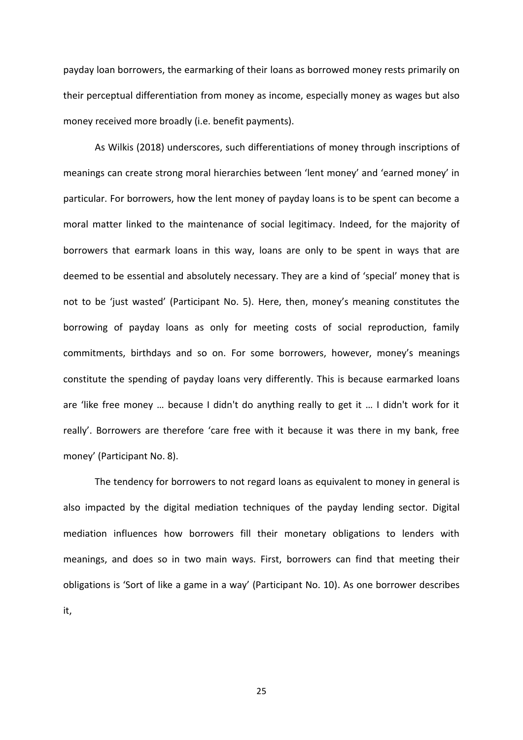payday loan borrowers, the earmarking of their loans as borrowed money rests primarily on their perceptual differentiation from money as income, especially money as wages but also money received more broadly (i.e. benefit payments).

As Wilkis (2018) underscores, such differentiations of money through inscriptions of meanings can create strong moral hierarchies between 'lent money' and 'earned money' in particular. For borrowers, how the lent money of payday loans is to be spent can become a moral matter linked to the maintenance of social legitimacy. Indeed, for the majority of borrowers that earmark loans in this way, loans are only to be spent in ways that are deemed to be essential and absolutely necessary. They are a kind of 'special' money that is not to be 'just wasted' (Participant No. 5). Here, then, money's meaning constitutes the borrowing of payday loans as only for meeting costs of social reproduction, family commitments, birthdays and so on. For some borrowers, however, money's meanings constitute the spending of payday loans very differently. This is because earmarked loans are 'like free money … because I didn't do anything really to get it … I didn't work for it really'. Borrowers are therefore 'care free with it because it was there in my bank, free money' (Participant No. 8).

The tendency for borrowers to not regard loans as equivalent to money in general is also impacted by the digital mediation techniques of the payday lending sector. Digital mediation influences how borrowers fill their monetary obligations to lenders with meanings, and does so in two main ways. First, borrowers can find that meeting their obligations is 'Sort of like a game in a way' (Participant No. 10). As one borrower describes it,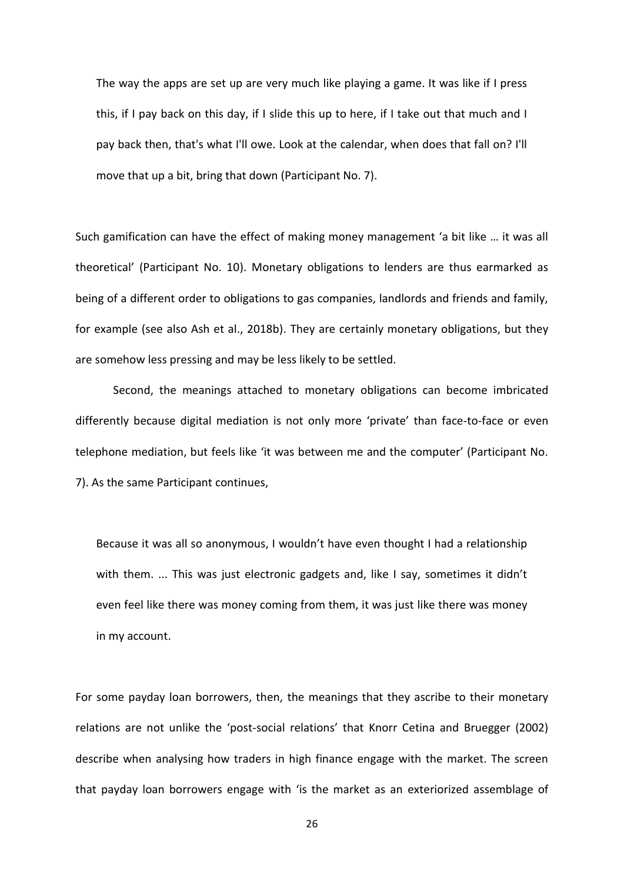> The way the apps are set up are very much like playing a game. It was like if I press this, if I pay back on this day, if I slide this up to here, if I take out that much and I pay back then, that's what I'll owe. Look at the calendar, when does that fall on? I'll move that up a bit, bring that down (Participant No. 7).

Such gamification can have the effect of making money management 'a bit like … it was all theoretical' (Participant No. 10). Monetary obligations to lenders are thus earmarked as being of a different order to obligations to gas companies, landlords and friends and family, for example (see also Ash et al., 2018b). They are certainly monetary obligations, but they are somehow less pressing and may be less likely to be settled.

Second, the meanings attached to monetary obligations can become imbricated differently because digital mediation is not only more 'private' than face-to-face or even telephone mediation, but feels like 'it was between me and the computer' (Participant No. 7). As the same Participant continues,

> Because it was all so anonymous, I wouldn't have even thought I had a relationship with them. ... This was just electronic gadgets and, like I say, sometimes it didn't even feel like there was money coming from them, it was just like there was money in my account.

For some payday loan borrowers, then, the meanings that they ascribe to their monetary relations are not unlike the 'post-social relations' that Knorr Cetina and Bruegger (2002) describe when analysing how traders in high finance engage with the market. The screen that payday loan borrowers engage with 'is the market as an exteriorized assemblage of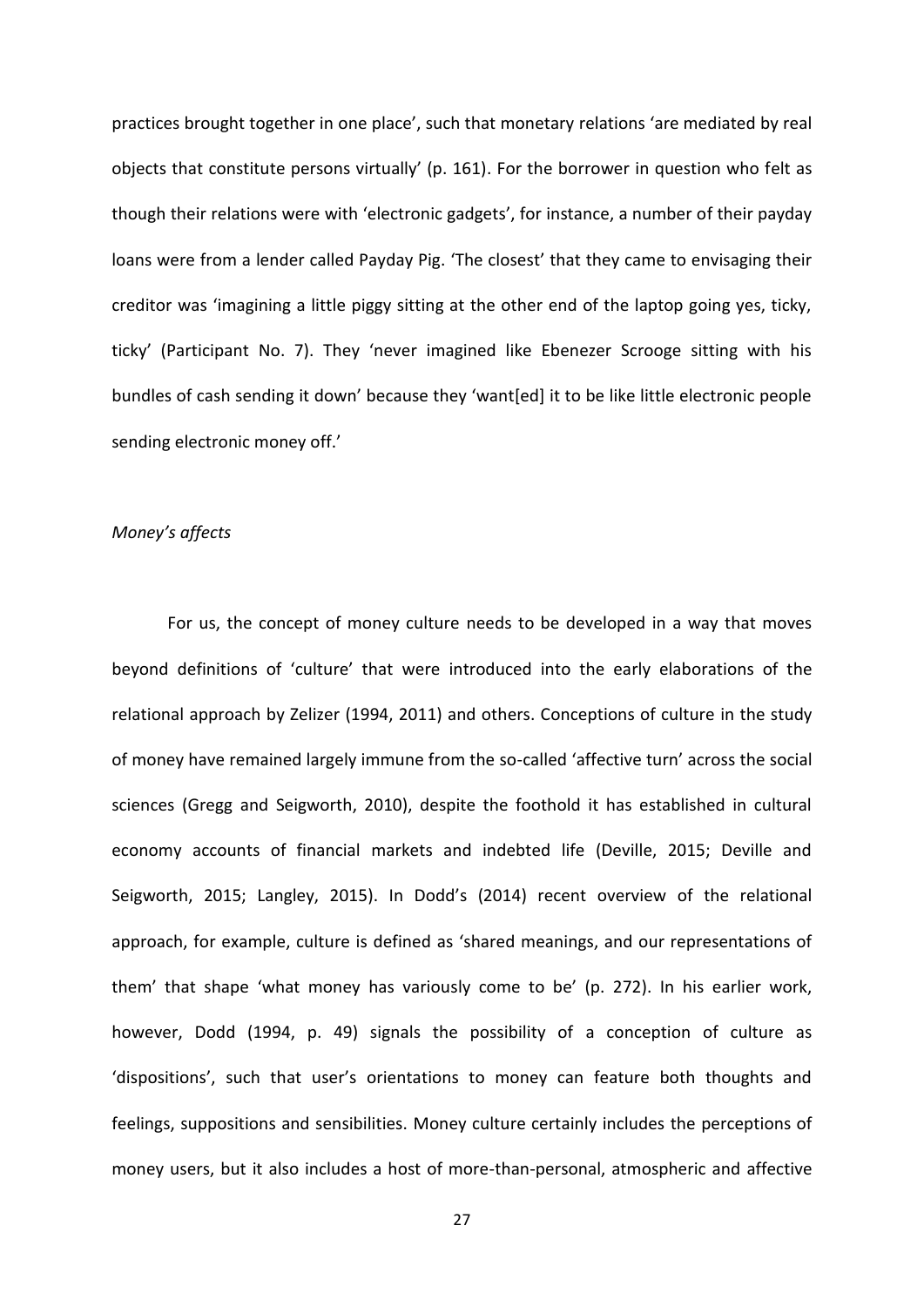practices brought together in one place', such that monetary relations 'are mediated by real objects that constitute persons virtually' (p. 161). For the borrower in question who felt as though their relations were with 'electronic gadgets', for instance, a number of their payday loans were from a lender called Payday Pig. 'The closest' that they came to envisaging their creditor was 'imagining a little piggy sitting at the other end of the laptop going yes, ticky, ticky' (Participant No. 7). They 'never imagined like Ebenezer Scrooge sitting with his bundles of cash sending it down' because they 'want[ed] it to be like little electronic people sending electronic money off.'

*Money's affects*

For us, the concept of money culture needs to be developed in a way that moves beyond definitions of 'culture' that were introduced into the early elaborations of the relational approach by Zelizer (1994, 2011) and others. Conceptions of culture in the study of money have remained largely immune from the so-called 'affective turn' across the social sciences (Gregg and Seigworth, 2010), despite the foothold it has established in cultural economy accounts of financial markets and indebted life (Deville, 2015; Deville and Seigworth, 2015; Langley, 2015). In Dodd's (2014) recent overview of the relational approach, for example, culture is defined as 'shared meanings, and our representations of them' that shape 'what money has variously come to be' (p. 272). In his earlier work, however, Dodd (1994, p. 49) signals the possibility of a conception of culture as 'dispositions', such that user's orientations to money can feature both thoughts and feelings, suppositions and sensibilities. Money culture certainly includes the perceptions of money users, but it also includes a host of more-than-personal, atmospheric and affective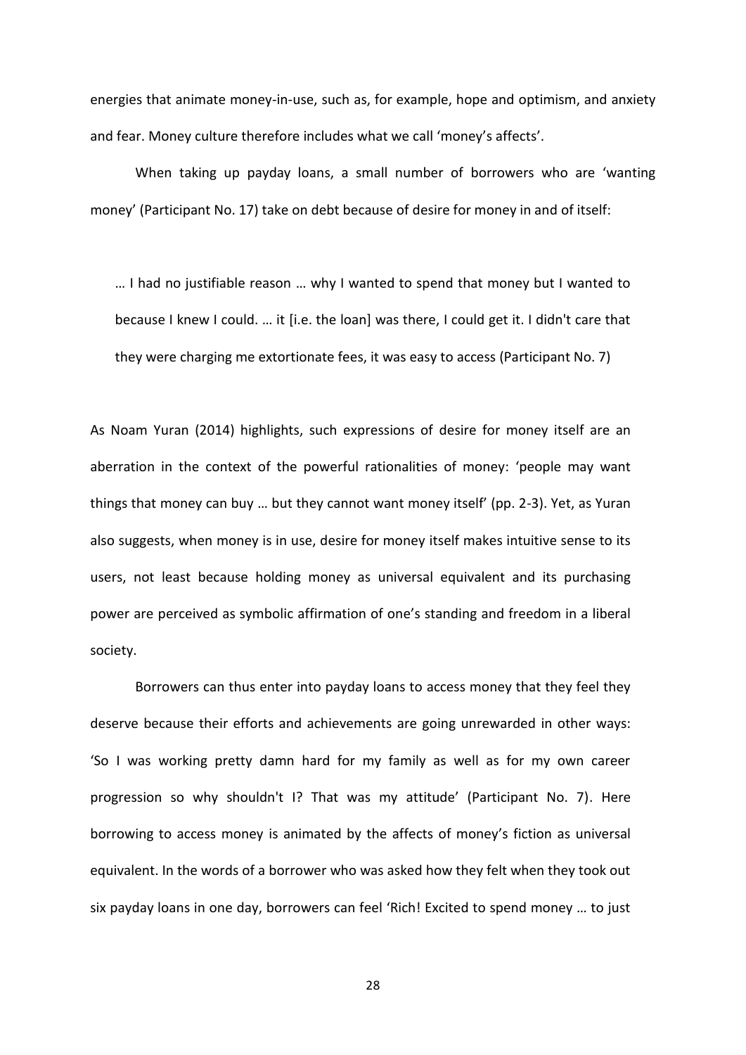energies that animate money-in-use, such as, for example, hope and optimism, and anxiety and fear. Money culture therefore includes what we call 'money's affects'.

When taking up payday loans, a small number of borrowers who are 'wanting money' (Participant No. 17) take on debt because of desire for money in and of itself:

> … I had no justifiable reason … why I wanted to spend that money but I wanted to because I knew I could. … it [i.e. the loan] was there, I could get it. I didn't care that they were charging me extortionate fees, it was easy to access (Participant No. 7)

As Noam Yuran (2014) highlights, such expressions of desire for money itself are an aberration in the context of the powerful rationalities of money: 'people may want things that money can buy … but they cannot want money itself' (pp. 2-3). Yet, as Yuran also suggests, when money is in use, desire for money itself makes intuitive sense to its users, not least because holding money as universal equivalent and its purchasing power are perceived as symbolic affirmation of one's standing and freedom in a liberal society.

Borrowers can thus enter into payday loans to access money that they feel they deserve because their efforts and achievements are going unrewarded in other ways: 'So I was working pretty damn hard for my family as well as for my own career progression so why shouldn't I? That was my attitude' (Participant No. 7). Here borrowing to access money is animated by the affects of money's fiction as universal equivalent. In the words of a borrower who was asked how they felt when they took out six payday loans in one day, borrowers can feel 'Rich! Excited to spend money … to just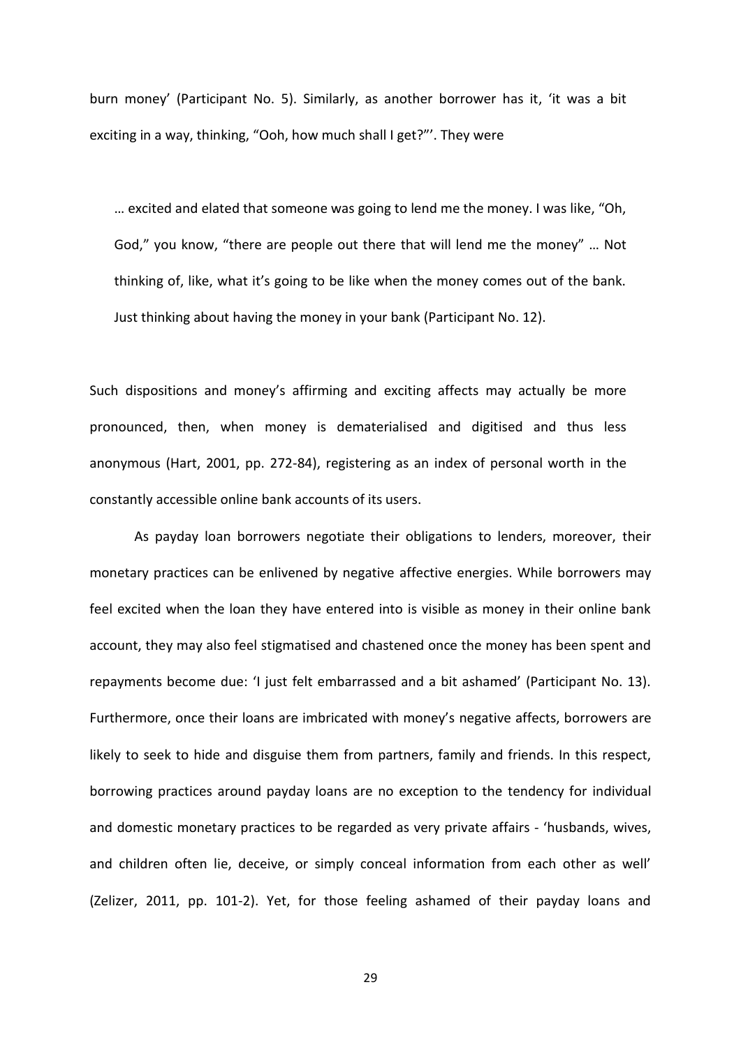burn money' (Participant No. 5). Similarly, as another borrower has it, 'it was a bit exciting in a way, thinking, "Ooh, how much shall I get?"'. They were

> … excited and elated that someone was going to lend me the money. I was like, "Oh, God," you know, "there are people out there that will lend me the money" … Not thinking of, like, what it's going to be like when the money comes out of the bank. Just thinking about having the money in your bank (Participant No. 12).

Such dispositions and money's affirming and exciting affects may actually be more pronounced, then, when money is dematerialised and digitised and thus less anonymous (Hart, 2001, pp. 272-84), registering as an index of personal worth in the constantly accessible online bank accounts of its users.

As payday loan borrowers negotiate their obligations to lenders, moreover, their monetary practices can be enlivened by negative affective energies. While borrowers may feel excited when the loan they have entered into is visible as money in their online bank account, they may also feel stigmatised and chastened once the money has been spent and repayments become due: 'I just felt embarrassed and a bit ashamed' (Participant No. 13). Furthermore, once their loans are imbricated with money's negative affects, borrowers are likely to seek to hide and disguise them from partners, family and friends. In this respect, borrowing practices around payday loans are no exception to the tendency for individual and domestic monetary practices to be regarded as very private affairs - 'husbands, wives, and children often lie, deceive, or simply conceal information from each other as well' (Zelizer, 2011, pp. 101-2). Yet, for those feeling ashamed of their payday loans and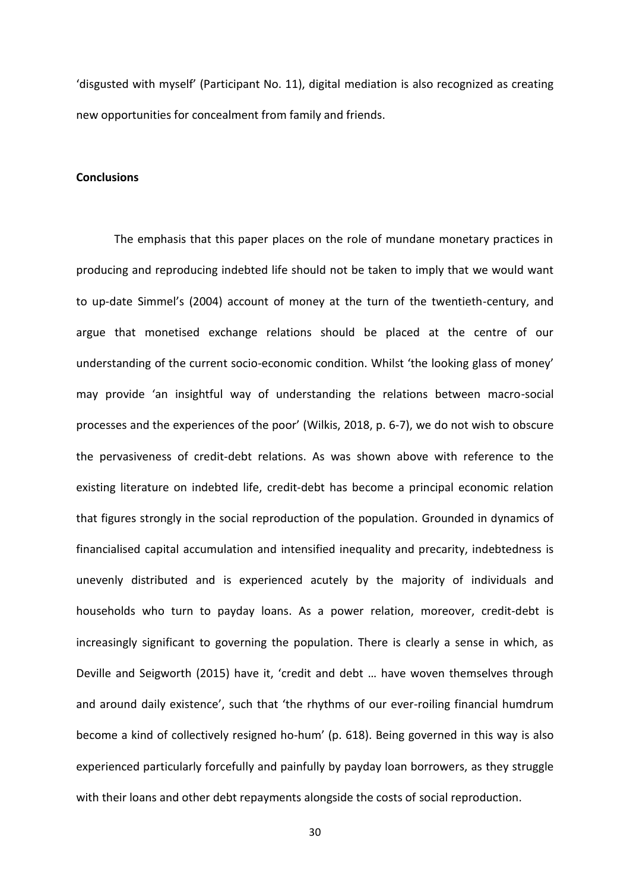'disgusted with myself' (Participant No. 11), digital mediation is also recognized as creating new opportunities for concealment from family and friends.

## Conclusions

The emphasis that this paper places on the role of mundane monetary practices in producing and reproducing indebted life should not be taken to imply that we would want to up-date Simmel's (2004) account of money at the turn of the twentieth-century, and argue that monetised exchange relations should be placed at the centre of our understanding of the current socio-economic condition. Whilst 'the looking glass of money' may provide 'an insightful way of understanding the relations between macro-social processes and the experiences of the poor' (Wilkis, 2018, p. 6-7), we do not wish to obscure the pervasiveness of credit-debt relations. As was shown above with reference to the existing literature on indebted life, credit-debt has become a principal economic relation that figures strongly in the social reproduction of the population. Grounded in dynamics of financialised capital accumulation and intensified inequality and precarity, indebtedness is unevenly distributed and is experienced acutely by the majority of individuals and households who turn to payday loans. As a power relation, moreover, credit-debt is increasingly significant to governing the population. There is clearly a sense in which, as Deville and Seigworth (2015) have it, 'credit and debt … have woven themselves through and around daily existence', such that 'the rhythms of our ever-roiling financial humdrum become a kind of collectively resigned ho-hum' (p. 618). Being governed in this way is also experienced particularly forcefully and painfully by payday loan borrowers, as they struggle with their loans and other debt repayments alongside the costs of social reproduction.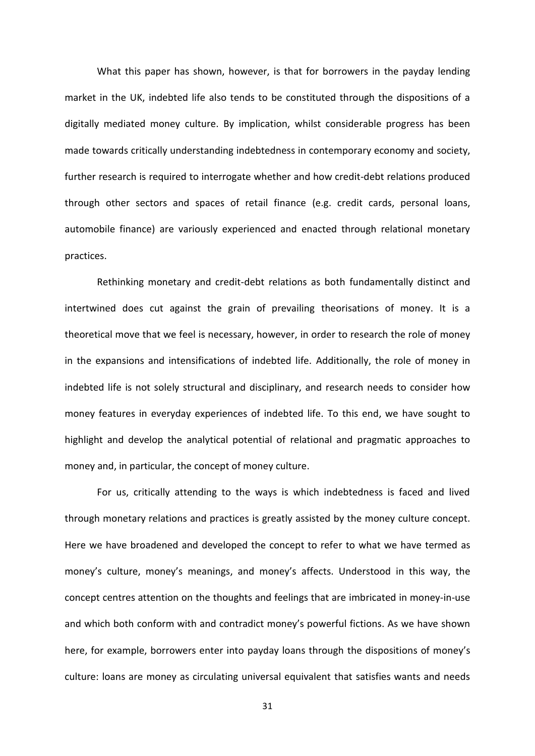What this paper has shown, however, is that for borrowers in the payday lending market in the UK, indebted life also tends to be constituted through the dispositions of a digitally mediated money culture. By implication, whilst considerable progress has been made towards critically understanding indebtedness in contemporary economy and society, further research is required to interrogate whether and how credit-debt relations produced through other sectors and spaces of retail finance (e.g. credit cards, personal loans, automobile finance) are variously experienced and enacted through relational monetary practices.

Rethinking monetary and credit-debt relations as both fundamentally distinct and intertwined does cut against the grain of prevailing theorisations of money. It is a theoretical move that we feel is necessary, however, in order to research the role of money in the expansions and intensifications of indebted life. Additionally, the role of money in indebted life is not solely structural and disciplinary, and research needs to consider how money features in everyday experiences of indebted life. To this end, we have sought to highlight and develop the analytical potential of relational and pragmatic approaches to money and, in particular, the concept of money culture.

For us, critically attending to the ways is which indebtedness is faced and lived through monetary relations and practices is greatly assisted by the money culture concept. Here we have broadened and developed the concept to refer to what we have termed as money's culture, money's meanings, and money's affects. Understood in this way, the concept centres attention on the thoughts and feelings that are imbricated in money-in-use and which both conform with and contradict money's powerful fictions. As we have shown here, for example, borrowers enter into payday loans through the dispositions of money's culture: loans are money as circulating universal equivalent that satisfies wants and needs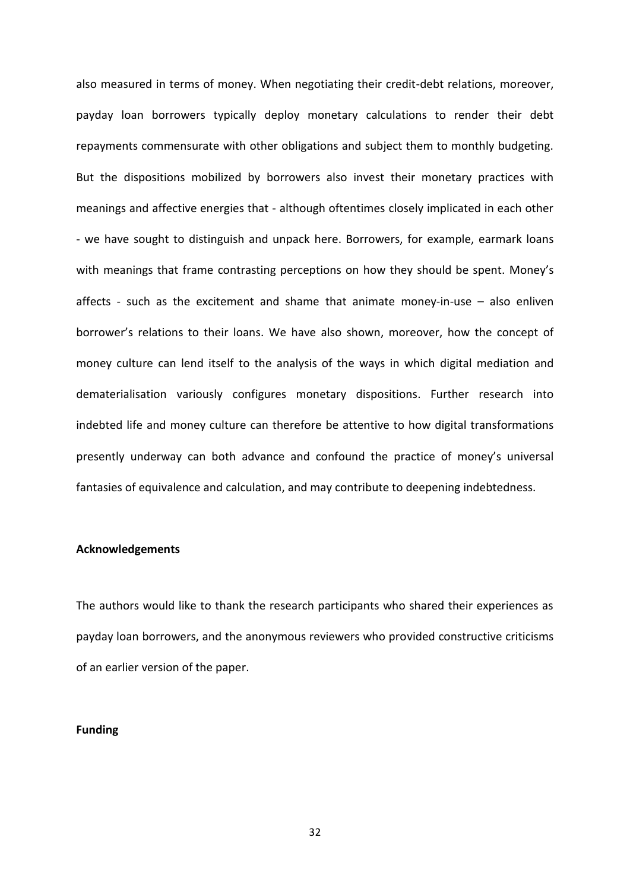also measured in terms of money. When negotiating their credit-debt relations, moreover, payday loan borrowers typically deploy monetary calculations to render their debt repayments commensurate with other obligations and subject them to monthly budgeting. But the dispositions mobilized by borrowers also invest their monetary practices with meanings and affective energies that - although oftentimes closely implicated in each other - we have sought to distinguish and unpack here. Borrowers, for example, earmark loans with meanings that frame contrasting perceptions on how they should be spent. Money's affects - such as the excitement and shame that animate money-in-use – also enliven borrower's relations to their loans. We have also shown, moreover, how the concept of money culture can lend itself to the analysis of the ways in which digital mediation and dematerialisation variously configures monetary dispositions. Further research into indebted life and money culture can therefore be attentive to how digital transformations presently underway can both advance and confound the practice of money's universal fantasies of equivalence and calculation, and may contribute to deepening indebtedness.

**Acknowledgements**

The authors would like to thank the research participants who shared their experiences as payday loan borrowers, and the anonymous reviewers who provided constructive criticisms of an earlier version of the paper.

**Funding**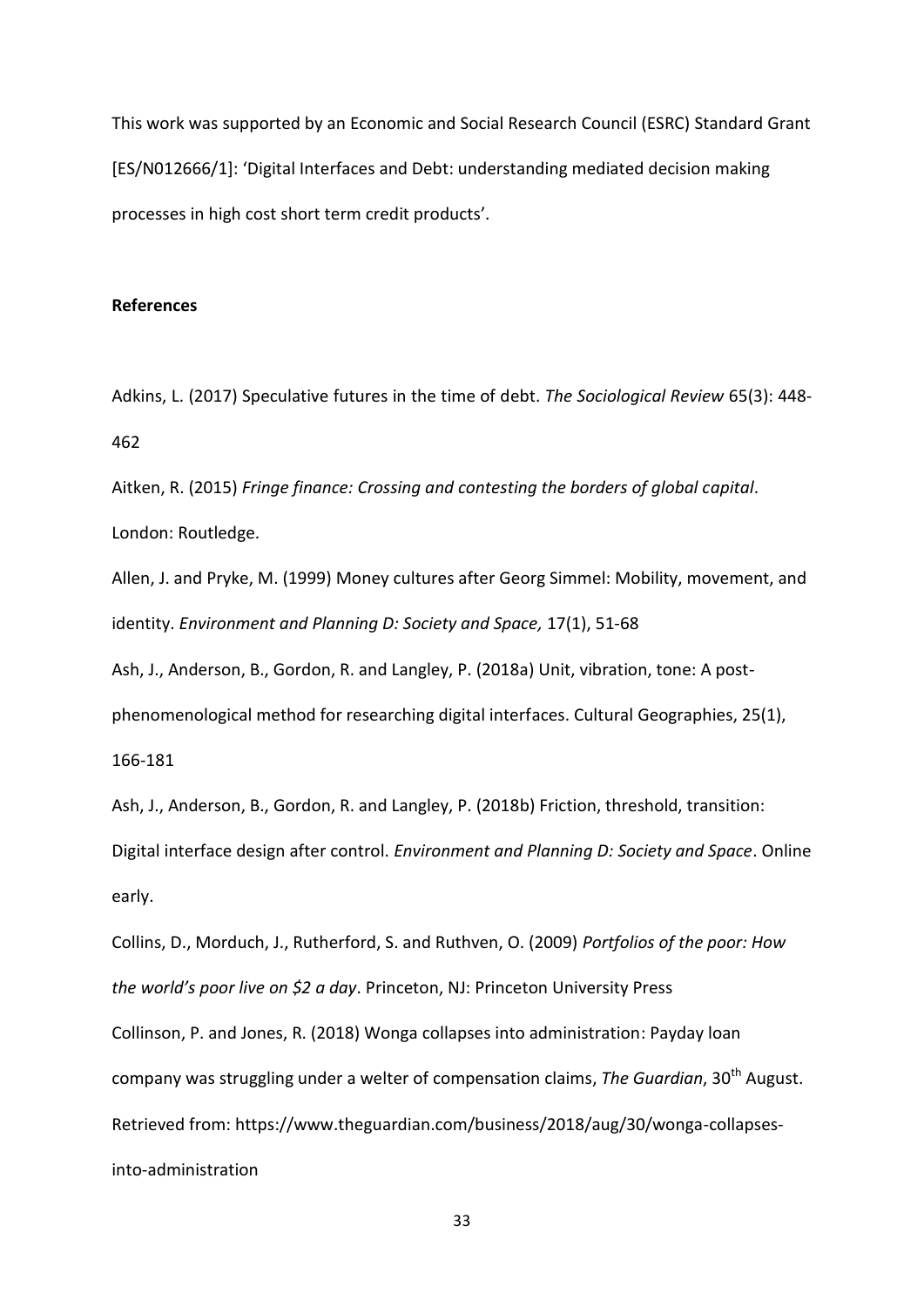This work was supported by an Economic and Social Research Council (ESRC) Standard Grant [ES/N012666/1]: 'Digital Interfaces and Debt: understanding mediated decision making processes in high cost short term credit products'.

**References**

Adkins, L. (2017) Speculative futures in the time of debt. *The Sociological Review* 65(3): 448-462

Aitken, R. (2015) *Fringe finance: Crossing and contesting the borders of global capital*. London: Routledge.

Allen, J. and Pryke, M. (1999) Money cultures after Georg Simmel: Mobility, movement, and identity. *Environment and Planning D: Society and Space,* 17(1), 51-68

Ash, J., Anderson, B., Gordon, R. and Langley, P. (2018a) Unit, vibration, tone: A post-phenomenological method for researching digital interfaces. Cultural Geographies, 25(1), 166-181

Ash, J., Anderson, B., Gordon, R. and Langley, P. (2018b) Friction, threshold, transition: Digital interface design after control. *Environment and Planning D: Society and Space*. Online early.

Collins, D., Morduch, J., Rutherford, S. and Ruthven, O. (2009) *Portfolios of the poor: How the world's poor live on $2 a day*. Princeton, NJ: Princeton University Press

Collinson, P. and Jones, R. (2018) Wonga collapses into administration: Payday loan company was struggling under a welter of compensation claims, *The Guardian*, 30th August. Retrieved from: https://www.theguardian.com/business/2018/aug/30/wonga-collapses-into-administration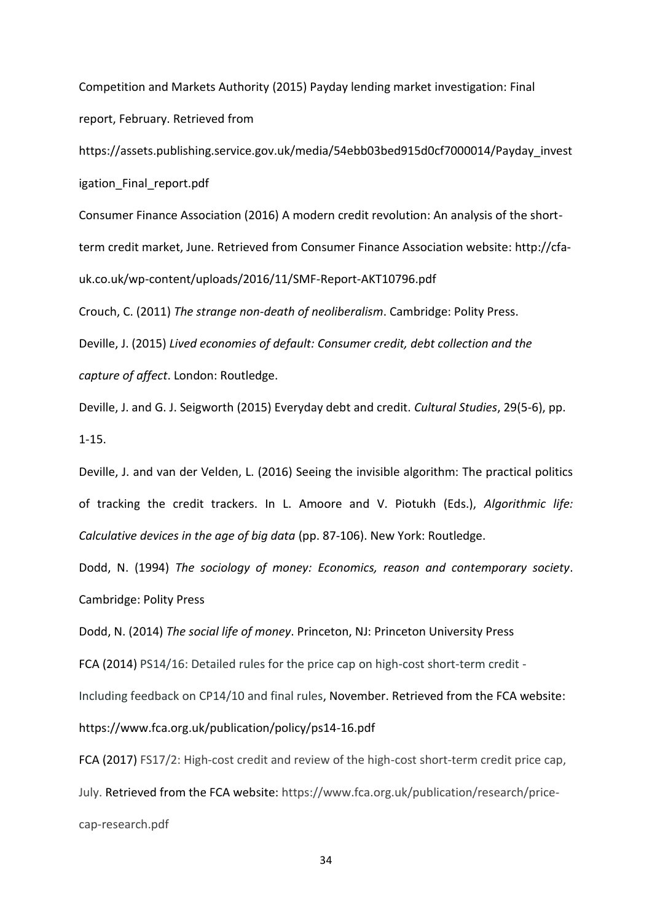Competition and Markets Authority (2015) Payday lending market investigation: Final report, February. Retrieved from https://assets.publishing.service.gov.uk/media/54ebb03bed915d0cf7000014/Payday_investigation_Final_report.pdf

Consumer Finance Association (2016) A modern credit revolution: An analysis of the short-term credit market, June. Retrieved from Consumer Finance Association website: http://cfa-uk.co.uk/wp-content/uploads/2016/11/SMF-Report-AKT10796.pdf

Crouch, C. (2011) *The strange non-death of neoliberalism*. Cambridge: Polity Press.

Deville, J. (2015) *Lived economies of default: Consumer credit, debt collection and the capture of affect*. London: Routledge.

Deville, J. and G. J. Seigworth (2015) Everyday debt and credit. *Cultural Studies*, 29(5-6), pp. 1-15.

Deville, J. and van der Velden, L. (2016) Seeing the invisible algorithm: The practical politics of tracking the credit trackers. In L. Amoore and V. Piotukh (Eds.), *Algorithmic life: Calculative devices in the age of big data* (pp. 87-106). New York: Routledge.

Dodd, N. (1994) *The sociology of money: Economics, reason and contemporary society*. Cambridge: Polity Press

Dodd, N. (2014) *The social life of money*. Princeton, NJ: Princeton University Press

FCA (2014) PS14/16: Detailed rules for the price cap on high-cost short-term credit - Including feedback on CP14/10 and final rules, November. Retrieved from the FCA website: https://www.fca.org.uk/publication/policy/ps14-16.pdf

FCA (2017) FS17/2: High-cost credit and review of the high-cost short-term credit price cap, July. Retrieved from the FCA website: https://www.fca.org.uk/publication/research/price-cap-research.pdf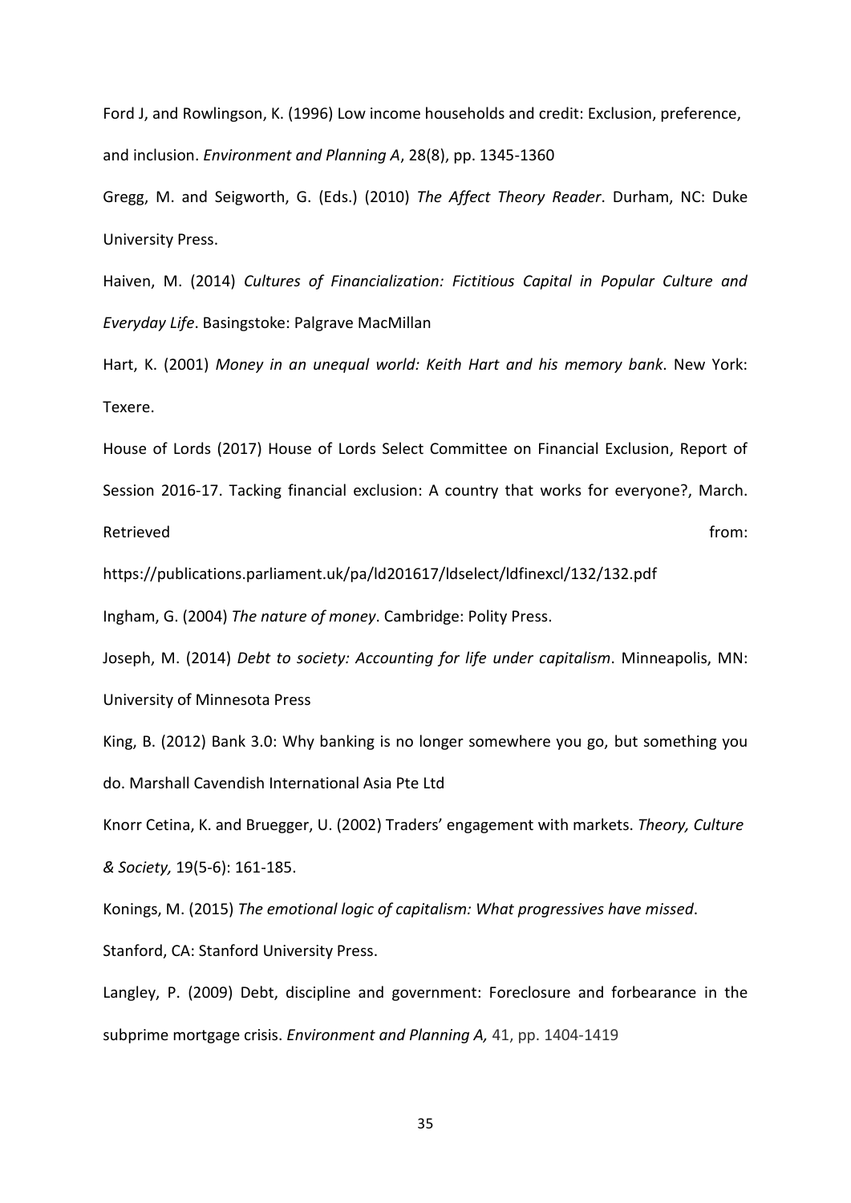Ford J, and Rowlingson, K. (1996) Low income households and credit: Exclusion, preference, and inclusion. *Environment and Planning A*, 28(8), pp. 1345-1360

Gregg, M. and Seigworth, G. (Eds.) (2010) *The Affect Theory Reader*. Durham, NC: Duke University Press.

Haiven, M. (2014) *Cultures of Financialization: Fictitious Capital in Popular Culture and Everyday Life*. Basingstoke: Palgrave MacMillan

Hart, K. (2001) *Money in an unequal world: Keith Hart and his memory bank*. New York: Texere.

House of Lords (2017) House of Lords Select Committee on Financial Exclusion, Report of Session 2016-17. Tacking financial exclusion: A country that works for everyone?, March. Retrieved from: https://publications.parliament.uk/pa/ld201617/ldselect/ldfinexcl/132/132.pdf

Ingham, G. (2004) *The nature of money*. Cambridge: Polity Press.

Joseph, M. (2014) *Debt to society: Accounting for life under capitalism*. Minneapolis, MN: University of Minnesota Press

King, B. (2012) Bank 3.0: Why banking is no longer somewhere you go, but something you do. Marshall Cavendish International Asia Pte Ltd

Knorr Cetina, K. and Bruegger, U. (2002) Traders' engagement with markets. *Theory, Culture & Society,* 19(5-6): 161-185.

Konings, M. (2015) *The emotional logic of capitalism: What progressives have missed*. Stanford, CA: Stanford University Press.

Langley, P. (2009) Debt, discipline and government: Foreclosure and forbearance in the subprime mortgage crisis. *Environment and Planning A,* 41, pp. 1404-1419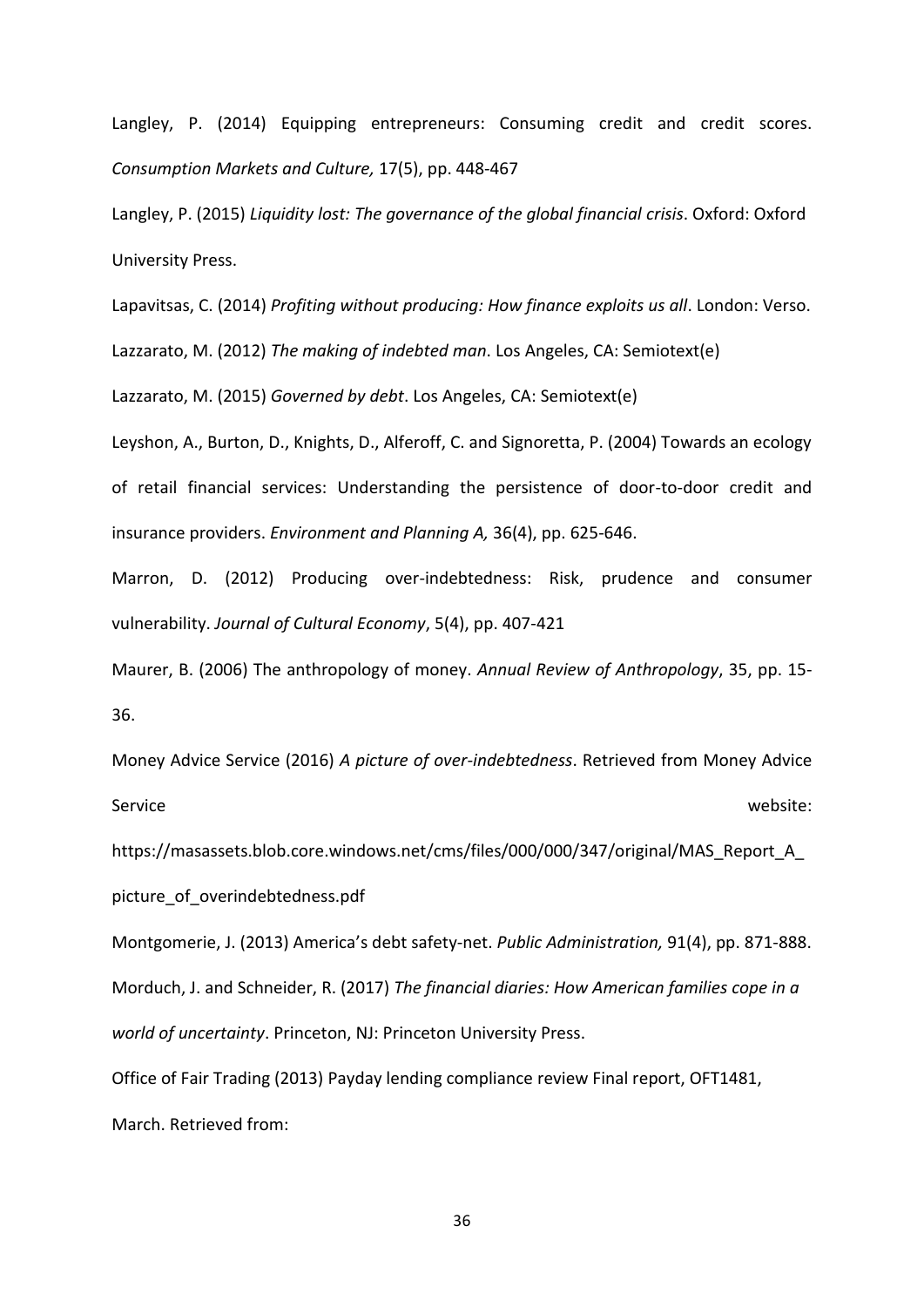Langley, P. (2014) Equipping entrepreneurs: Consuming credit and credit scores. *Consumption Markets and Culture,* 17(5), pp. 448-467

Langley, P. (2015) *Liquidity lost: The governance of the global financial crisis*. Oxford: Oxford University Press.

Lapavitsas, C. (2014) *Profiting without producing: How finance exploits us all*. London: Verso.

Lazzarato, M. (2012) *The making of indebted man*. Los Angeles, CA: Semiotext(e)

Lazzarato, M. (2015) *Governed by debt*. Los Angeles, CA: Semiotext(e)

Leyshon, A., Burton, D., Knights, D., Alferoff, C. and Signoretta, P. (2004) Towards an ecology of retail financial services: Understanding the persistence of door-to-door credit and insurance providers. *Environment and Planning A,* 36(4), pp. 625-646.

Marron, D. (2012) Producing over-indebtedness: Risk, prudence and consumer vulnerability. *Journal of Cultural Economy*, 5(4), pp. 407-421

Maurer, B. (2006) The anthropology of money. *Annual Review of Anthropology*, 35, pp. 15-36.

Money Advice Service (2016) *A picture of over-indebtedness*. Retrieved from Money Advice Service website: https://masassets.blob.core.windows.net/cms/files/000/000/347/original/MAS_Report_A_picture_of_overindebtedness.pdf

Montgomerie, J. (2013) America's debt safety-net. *Public Administration,* 91(4), pp. 871-888.

Morduch, J. and Schneider, R. (2017) *The financial diaries: How American families cope in a world of uncertainty*. Princeton, NJ: Princeton University Press.

Office of Fair Trading (2013) Payday lending compliance review Final report, OFT1481, March. Retrieved from: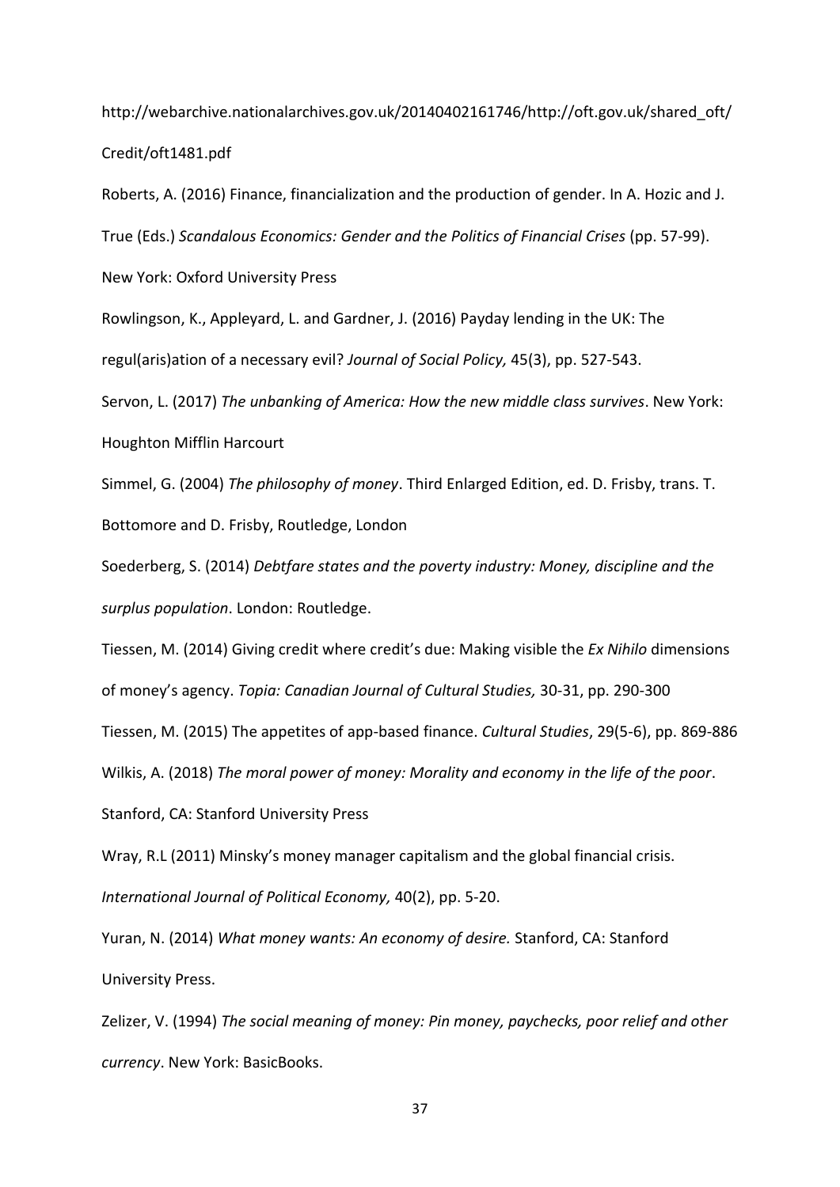http://webarchive.nationalarchives.gov.uk/20140402161746/http://oft.gov.uk/shared_oft/Credit/oft1481.pdf

Roberts, A. (2016) Finance, financialization and the production of gender. In A. Hozic and J. True (Eds.) *Scandalous Economics: Gender and the Politics of Financial Crises* (pp. 57-99). New York: Oxford University Press

Rowlingson, K., Appleyard, L. and Gardner, J. (2016) Payday lending in the UK: The regul(aris)ation of a necessary evil? *Journal of Social Policy,* 45(3), pp. 527-543.

Servon, L. (2017) *The unbanking of America: How the new middle class survives*. New York: Houghton Mifflin Harcourt

Simmel, G. (2004) *The philosophy of money*. Third Enlarged Edition, ed. D. Frisby, trans. T. Bottomore and D. Frisby, Routledge, London

Soederberg, S. (2014) *Debtfare states and the poverty industry: Money, discipline and the surplus population*. London: Routledge.

Tiessen, M. (2014) Giving credit where credit's due: Making visible the *Ex Nihilo* dimensions of money's agency. *Topia: Canadian Journal of Cultural Studies,* 30-31, pp. 290-300

Tiessen, M. (2015) The appetites of app-based finance. *Cultural Studies*, 29(5-6), pp. 869-886

Wilkis, A. (2018) *The moral power of money: Morality and economy in the life of the poor*. Stanford, CA: Stanford University Press

Wray, R.L (2011) Minsky's money manager capitalism and the global financial crisis. *International Journal of Political Economy,* 40(2), pp. 5-20.

Yuran, N. (2014) *What money wants: An economy of desire.* Stanford, CA: Stanford University Press.

Zelizer, V. (1994) *The social meaning of money: Pin money, paychecks, poor relief and other currency*. New York: BasicBooks.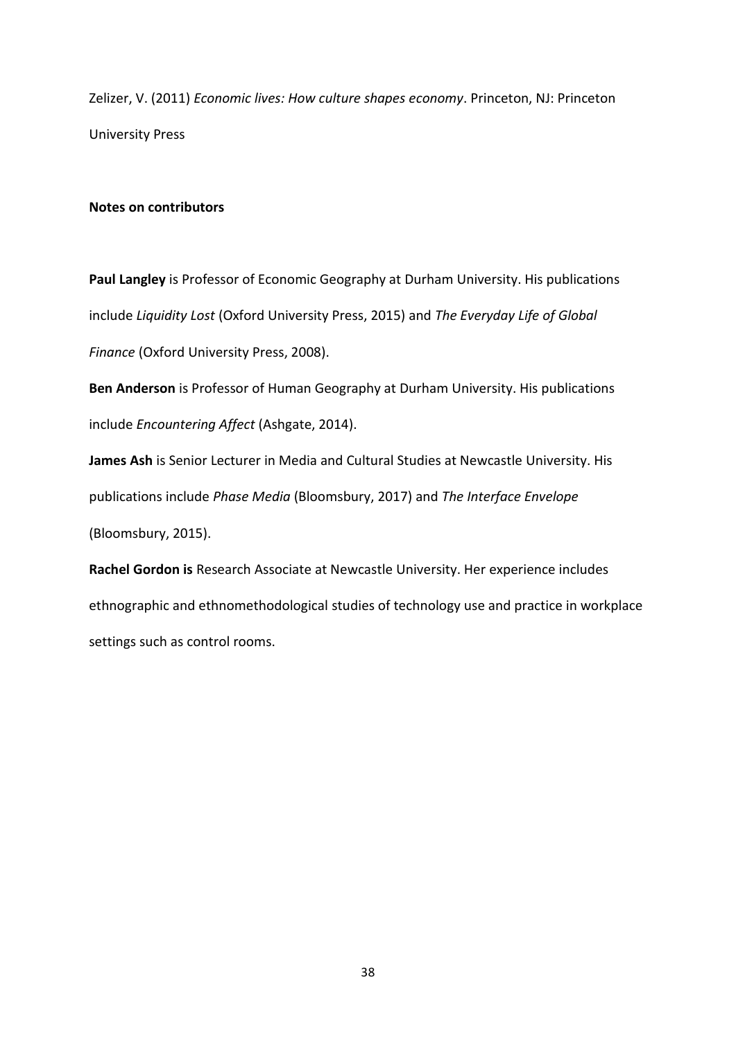Zelizer, V. (2011) *Economic lives: How culture shapes economy*. Princeton, NJ: Princeton University Press

**Notes on contributors**

**Paul Langley** is Professor of Economic Geography at Durham University. His publications include *Liquidity Lost* (Oxford University Press, 2015) and *The Everyday Life of Global Finance* (Oxford University Press, 2008).

**Ben Anderson** is Professor of Human Geography at Durham University. His publications include *Encountering Affect* (Ashgate, 2014).

**James Ash** is Senior Lecturer in Media and Cultural Studies at Newcastle University. His publications include *Phase Media* (Bloomsbury, 2017) and *The Interface Envelope* (Bloomsbury, 2015).

**Rachel Gordon is** Research Associate at Newcastle University. Her experience includes ethnographic and ethnomethodological studies of technology use and practice in workplace settings such as control rooms.